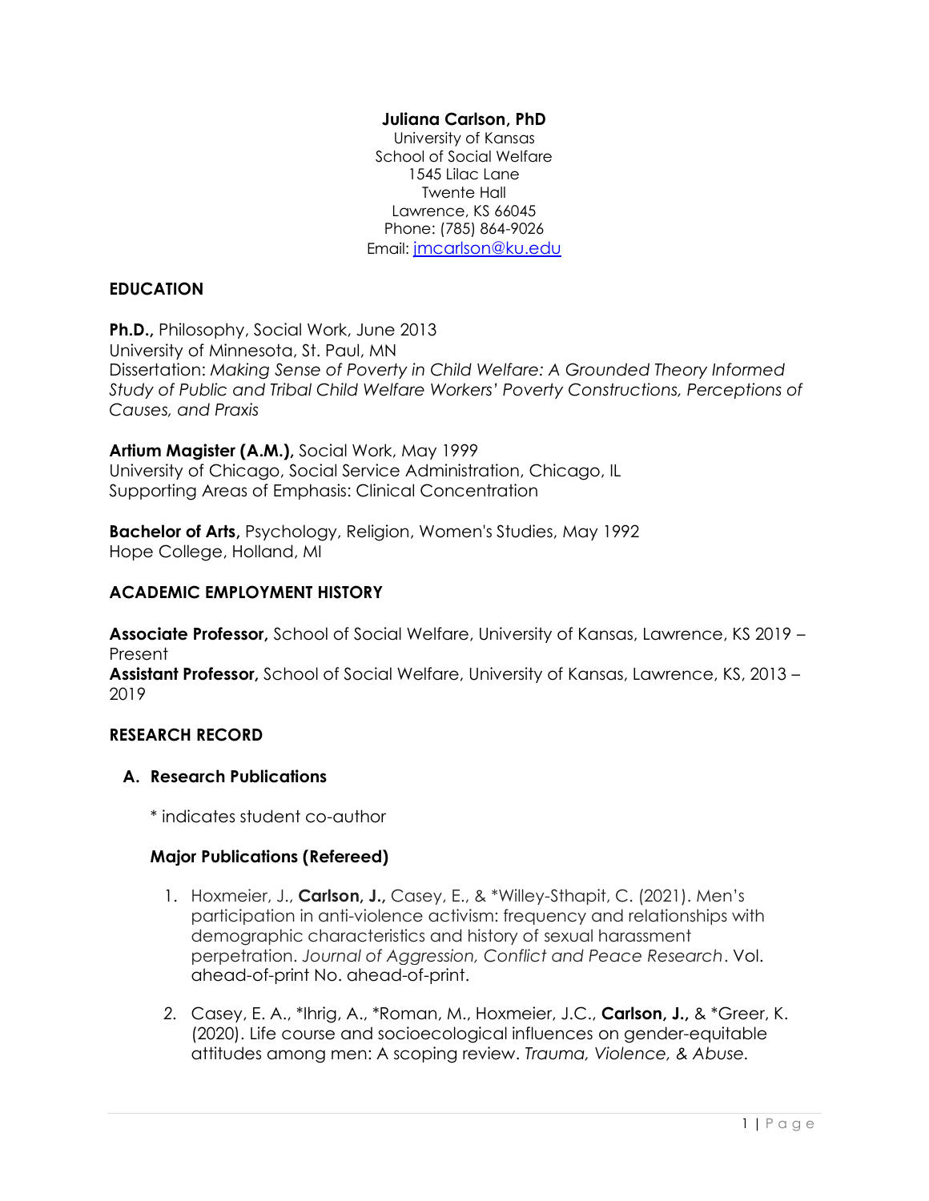**Juliana Carlson, PhD**
University of Kansas
School of Social Welfare
1545 Lilac Lane
Twente Hall
Lawrence, KS 66045
Phone: (785) 864-9026
Email: [jmcarlson@ku.edu](mailto:jmcarlson@ku.edu)

## EDUCATION

**Ph.D.,** Philosophy, Social Work, June 2013
University of Minnesota, St. Paul, MN
Dissertation: *Making Sense of Poverty in Child Welfare: A Grounded Theory Informed Study of Public and Tribal Child Welfare Workers' Poverty Constructions, Perceptions of Causes, and Praxis*

**Artium Magister (A.M.),** Social Work, May 1999
University of Chicago, Social Service Administration, Chicago, IL
Supporting Areas of Emphasis: Clinical Concentration

**Bachelor of Arts,** Psychology, Religion, Women's Studies, May 1992
Hope College, Holland, MI

## ACADEMIC EMPLOYMENT HISTORY

**Associate Professor,** School of Social Welfare, University of Kansas, Lawrence, KS 2019 – Present
**Assistant Professor,** School of Social Welfare, University of Kansas, Lawrence, KS, 2013 – 2019

## RESEARCH RECORD

### A. Research Publications

\* indicates student co-author

#### Major Publications (Refereed)

1. Hoxmeier, J., **Carlson, J.,** Casey, E., & *Willey-Sthapit, C. (2021). Men's participation in anti-violence activism: frequency and relationships with demographic characteristics and history of sexual harassment perpetration. *Journal of Aggression, Conflict and Peace Research*. Vol. ahead-of-print No. ahead-of-print.

2. Casey, E. A., *Ihrig, A., *Roman, M., Hoxmeier, J.C., **Carlson, J.,** & *Greer, K. (2020). Life course and socioecological influences on gender-equitable attitudes among men: A scoping review. *Trauma, Violence, & Abuse.*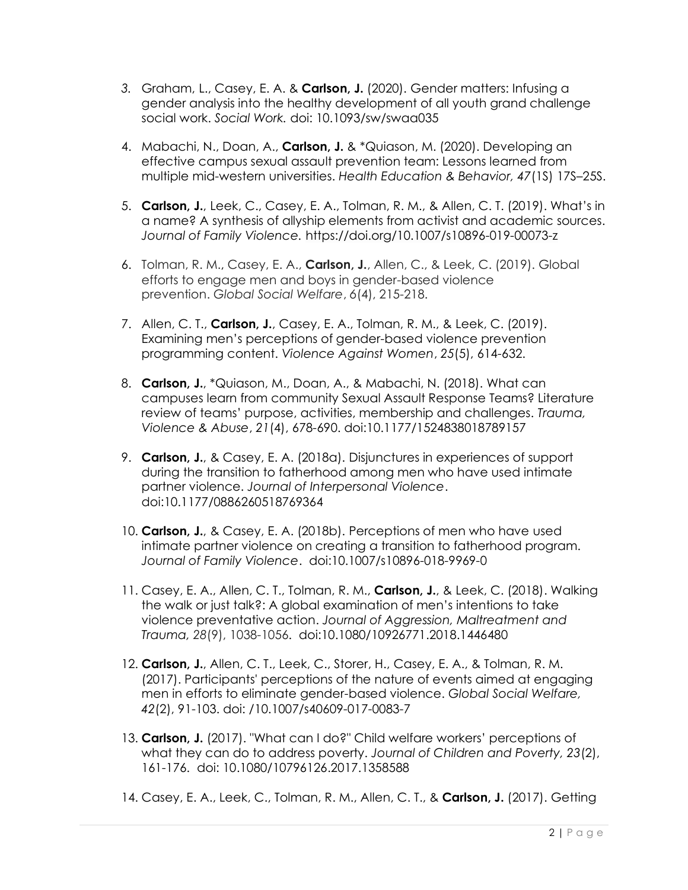3. Graham, L., Casey, E. A. & **Carlson, J.** (2020). Gender matters: Infusing a gender analysis into the healthy development of all youth grand challenge social work. *Social Work.* doi: 10.1093/sw/swaa035

4. Mabachi, N., Doan, A., **Carlson, J.** & *Quiason, M. (2020). Developing an effective campus sexual assault prevention team: Lessons learned from multiple mid-western universities. *Health Education & Behavior, 47*(1S) 17S–25S.

5. **Carlson, J.**, Leek, C., Casey, E. A., Tolman, R. M., & Allen, C. T. (2019). What's in a name? A synthesis of allyship elements from activist and academic sources. *Journal of Family Violence.* https://doi.org/10.1007/s10896-019-00073-z

6. Tolman, R. M., Casey, E. A., **Carlson, J.**, Allen, C., & Leek, C. (2019). Global efforts to engage men and boys in gender-based violence prevention. *Global Social Welfare*, *6*(4), 215-218.

7. Allen, C. T., **Carlson, J.**, Casey, E. A., Tolman, R. M., & Leek, C. (2019). Examining men's perceptions of gender-based violence prevention programming content. *Violence Against Women*, *25*(5), 614-632.

8. **Carlson, J.**, *Quiason, M., Doan, A., & Mabachi, N. (2018). What can campuses learn from community Sexual Assault Response Teams? Literature review of teams' purpose, activities, membership and challenges. *Trauma, Violence & Abuse*, *21*(4), 678-690. doi:10.1177/1524838018789157

9. **Carlson, J.**, & Casey, E. A. (2018a). Disjunctures in experiences of support during the transition to fatherhood among men who have used intimate partner violence. *Journal of Interpersonal Violence*. doi:10.1177/0886260518769364

10. **Carlson, J.**, & Casey, E. A. (2018b). Perceptions of men who have used intimate partner violence on creating a transition to fatherhood program. *Journal of Family Violence*. doi:10.1007/s10896-018-9969-0

11. Casey, E. A., Allen, C. T., Tolman, R. M., **Carlson, J.**, & Leek, C. (2018). Walking the walk or just talk?: A global examination of men's intentions to take violence preventative action. *Journal of Aggression, Maltreatment and Trauma, 28*(9), 1038-1056. doi:10.1080/10926771.2018.1446480

12. **Carlson, J.**, Allen, C. T., Leek, C., Storer, H., Casey, E. A., & Tolman, R. M. (2017). Participants' perceptions of the nature of events aimed at engaging men in efforts to eliminate gender-based violence. *Global Social Welfare, 42*(2), 91-103. doi: /10.1007/s40609-017-0083-7

13. **Carlson, J.** (2017). "What can I do?" Child welfare workers' perceptions of what they can do to address poverty. *Journal of Children and Poverty, 23*(2), 161-176. doi: 10.1080/10796126.2017.1358588

14. Casey, E. A., Leek, C., Tolman, R. M., Allen, C. T., & **Carlson, J.** (2017). Getting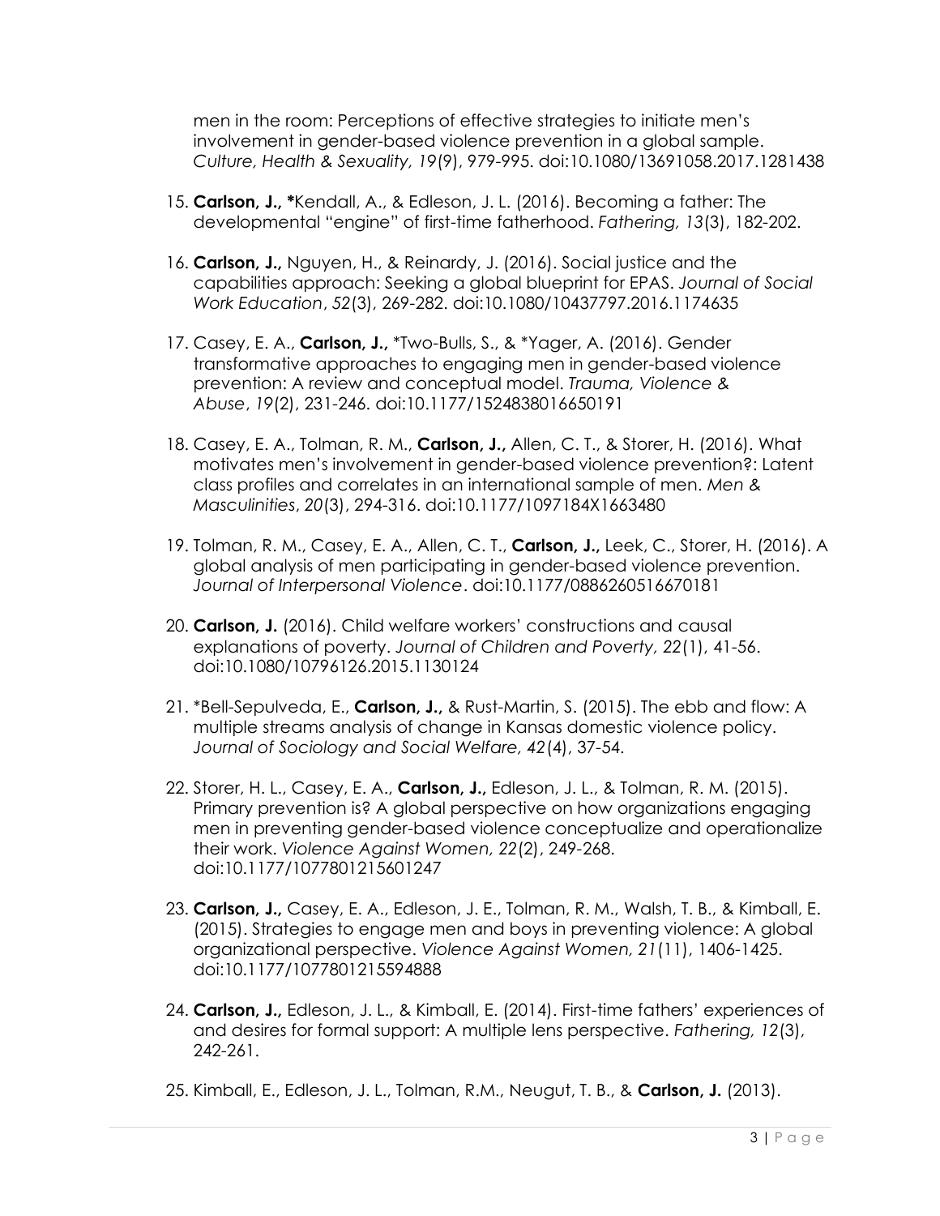men in the room: Perceptions of effective strategies to initiate men's involvement in gender-based violence prevention in a global sample. *Culture, Health & Sexuality, 19*(9), 979-995. doi:10.1080/13691058.2017.1281438

15. **Carlson, J., ***Kendall, A., & Edleson, J. L. (2016). Becoming a father: The developmental "engine" of first-time fatherhood. *Fathering, 13*(3), 182-202.

16. **Carlson, J.,** Nguyen, H., & Reinardy, J. (2016). Social justice and the capabilities approach: Seeking a global blueprint for EPAS. *Journal of Social Work Education*, *52*(3), 269-282. doi:10.1080/10437797.2016.1174635

17. Casey, E. A., **Carlson, J.,** *Two-Bulls, S., & *Yager, A. (2016). Gender transformative approaches to engaging men in gender-based violence prevention: A review and conceptual model. *Trauma, Violence & Abuse*, *19*(2), 231-246. doi:10.1177/1524838016650191

18. Casey, E. A., Tolman, R. M., **Carlson, J.,** Allen, C. T., & Storer, H. (2016). What motivates men's involvement in gender-based violence prevention?: Latent class profiles and correlates in an international sample of men. *Men & Masculinities*, *20*(3), 294-316. doi:10.1177/1097184X1663480

19. Tolman, R. M., Casey, E. A., Allen, C. T., **Carlson, J.,** Leek, C., Storer, H. (2016). A global analysis of men participating in gender-based violence prevention. *Journal of Interpersonal Violence*. doi:10.1177/0886260516670181

20. **Carlson, J.** (2016). Child welfare workers' constructions and causal explanations of poverty. *Journal of Children and Poverty, 22*(1), 41-56. doi:10.1080/10796126.2015.1130124

21. *Bell-Sepulveda, E., **Carlson, J.,** & Rust-Martin, S. (2015). The ebb and flow: A multiple streams analysis of change in Kansas domestic violence policy. *Journal of Sociology and Social Welfare, 42*(4), 37-54.

22. Storer, H. L., Casey, E. A., **Carlson, J.,** Edleson, J. L., & Tolman, R. M. (2015). Primary prevention is? A global perspective on how organizations engaging men in preventing gender-based violence conceptualize and operationalize their work. *Violence Against Women, 22*(2), 249-268. doi:10.1177/1077801215601247

23. **Carlson, J.,** Casey, E. A., Edleson, J. E., Tolman, R. M., Walsh, T. B., & Kimball, E. (2015). Strategies to engage men and boys in preventing violence: A global organizational perspective. *Violence Against Women, 21*(11), 1406-1425. doi:10.1177/1077801215594888

24. **Carlson, J.,** Edleson, J. L., & Kimball, E. (2014). First-time fathers' experiences of and desires for formal support: A multiple lens perspective. *Fathering, 12*(3), 242-261.

25. Kimball, E., Edleson, J. L., Tolman, R.M., Neugut, T. B., & **Carlson, J.** (2013).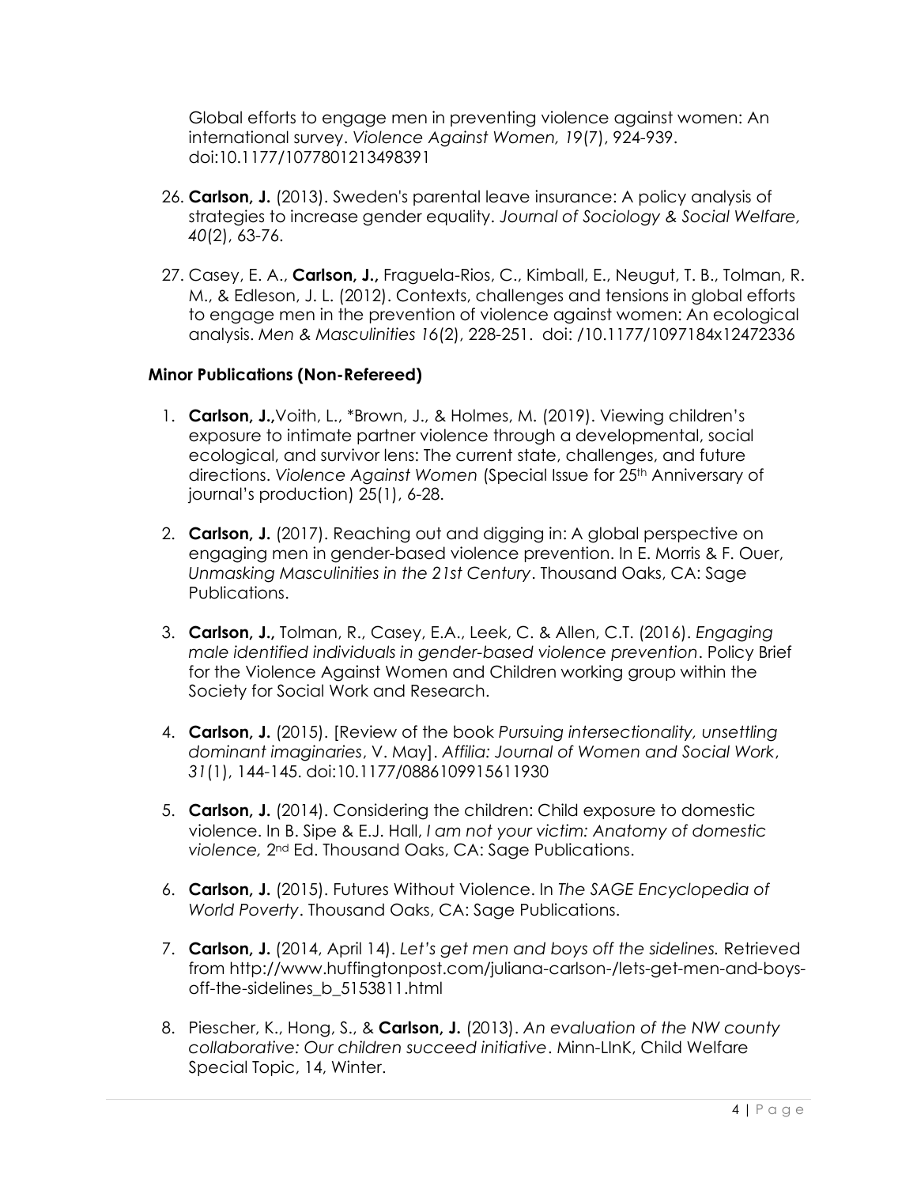Global efforts to engage men in preventing violence against women: An international survey. *Violence Against Women, 19*(7), 924-939. doi:10.1177/1077801213498391

26. **Carlson, J.** (2013). Sweden's parental leave insurance: A policy analysis of strategies to increase gender equality. *Journal of Sociology & Social Welfare, 40*(2), 63-76.

27. Casey, E. A., **Carlson, J.,** Fraguela-Rios, C., Kimball, E., Neugut, T. B., Tolman, R. M., & Edleson, J. L. (2012). Contexts, challenges and tensions in global efforts to engage men in the prevention of violence against women: An ecological analysis. *Men & Masculinities 16*(2), 228-251. doi: /10.1177/1097184x12472336

### Minor Publications (Non-Refereed)

1. **Carlson, J.,**Voith, L., *Brown, J., & Holmes, M. (2019). Viewing children's exposure to intimate partner violence through a developmental, social ecological, and survivor lens: The current state, challenges, and future directions. *Violence Against Women* (Special Issue for 25th Anniversary of journal's production) 25(1), 6-28.

2. **Carlson, J.** (2017). Reaching out and digging in: A global perspective on engaging men in gender-based violence prevention. In E. Morris & F. Ouer, *Unmasking Masculinities in the 21st Century*. Thousand Oaks, CA: Sage Publications.

3. **Carlson, J.,** Tolman, R., Casey, E.A., Leek, C. & Allen, C.T. (2016). *Engaging male identified individuals in gender-based violence prevention*. Policy Brief for the Violence Against Women and Children working group within the Society for Social Work and Research.

4. **Carlson, J.** (2015). [Review of the book *Pursuing intersectionality, unsettling dominant imaginaries*, V. May]. *Affilia: Journal of Women and Social Work*, *31*(1), 144-145. doi:10.1177/0886109915611930

5. **Carlson, J.** (2014). Considering the children: Child exposure to domestic violence. In B. Sipe & E.J. Hall, *I am not your victim: Anatomy of domestic violence,* 2nd Ed. Thousand Oaks, CA: Sage Publications.

6. **Carlson, J.** (2015). Futures Without Violence. In *The SAGE Encyclopedia of World Poverty*. Thousand Oaks, CA: Sage Publications.

7. **Carlson, J.** (2014, April 14). *Let's get men and boys off the sidelines.* Retrieved from http://www.huffingtonpost.com/juliana-carlson-/lets-get-men-and-boys-off-the-sidelines_b_5153811.html

8. Piescher, K., Hong, S., & **Carlson, J.** (2013). *An evaluation of the NW county collaborative: Our children succeed initiative*. Minn-LInK, Child Welfare Special Topic, 14, Winter.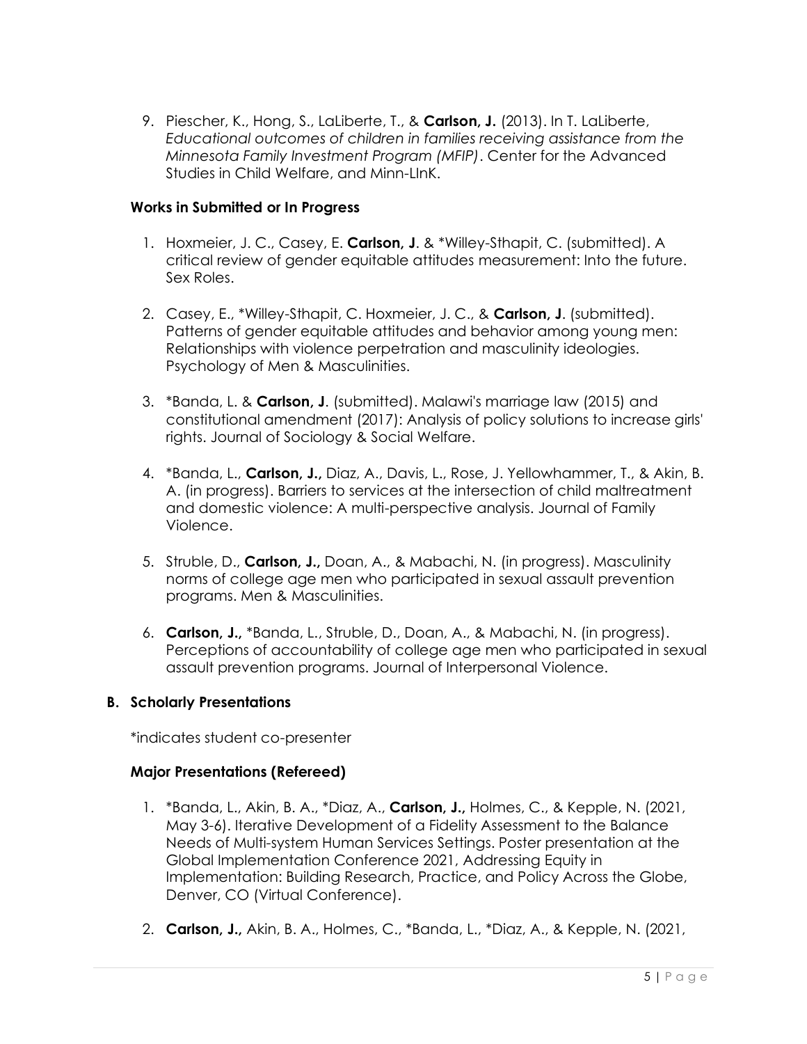9. Piescher, K., Hong, S., LaLiberte, T., & **Carlson, J.** (2013). In T. LaLiberte, *Educational outcomes of children in families receiving assistance from the Minnesota Family Investment Program (MFIP)*. Center for the Advanced Studies in Child Welfare, and Minn-LInK.

### Works in Submitted or In Progress

1. Hoxmeier, J. C., Casey, E. **Carlson, J**. & *Willey-Sthapit, C. (submitted). A critical review of gender equitable attitudes measurement: Into the future. Sex Roles.

2. Casey, E., *Willey-Sthapit, C. Hoxmeier, J. C., & **Carlson, J**. (submitted). Patterns of gender equitable attitudes and behavior among young men: Relationships with violence perpetration and masculinity ideologies. Psychology of Men & Masculinities.

3. *Banda, L. & **Carlson, J**. (submitted). Malawi's marriage law (2015) and constitutional amendment (2017): Analysis of policy solutions to increase girls' rights. Journal of Sociology & Social Welfare.

4. *Banda, L., **Carlson, J.,** Diaz, A., Davis, L., Rose, J. Yellowhammer, T., & Akin, B. A. (in progress). Barriers to services at the intersection of child maltreatment and domestic violence: A multi-perspective analysis. Journal of Family Violence.

5. Struble, D., **Carlson, J.,** Doan, A., & Mabachi, N. (in progress). Masculinity norms of college age men who participated in sexual assault prevention programs. Men & Masculinities.

6. **Carlson, J.,** *Banda, L., Struble, D., Doan, A., & Mabachi, N. (in progress). Perceptions of accountability of college age men who participated in sexual assault prevention programs. Journal of Interpersonal Violence.

## B. Scholarly Presentations

*indicates student co-presenter

### Major Presentations (Refereed)

1. *Banda, L., Akin, B. A., *Diaz, A., **Carlson, J.,** Holmes, C., & Kepple, N. (2021, May 3-6). Iterative Development of a Fidelity Assessment to the Balance Needs of Multi-system Human Services Settings. Poster presentation at the Global Implementation Conference 2021, Addressing Equity in Implementation: Building Research, Practice, and Policy Across the Globe, Denver, CO (Virtual Conference).

2. **Carlson, J.,** Akin, B. A., Holmes, C., *Banda, L., *Diaz, A., & Kepple, N. (2021,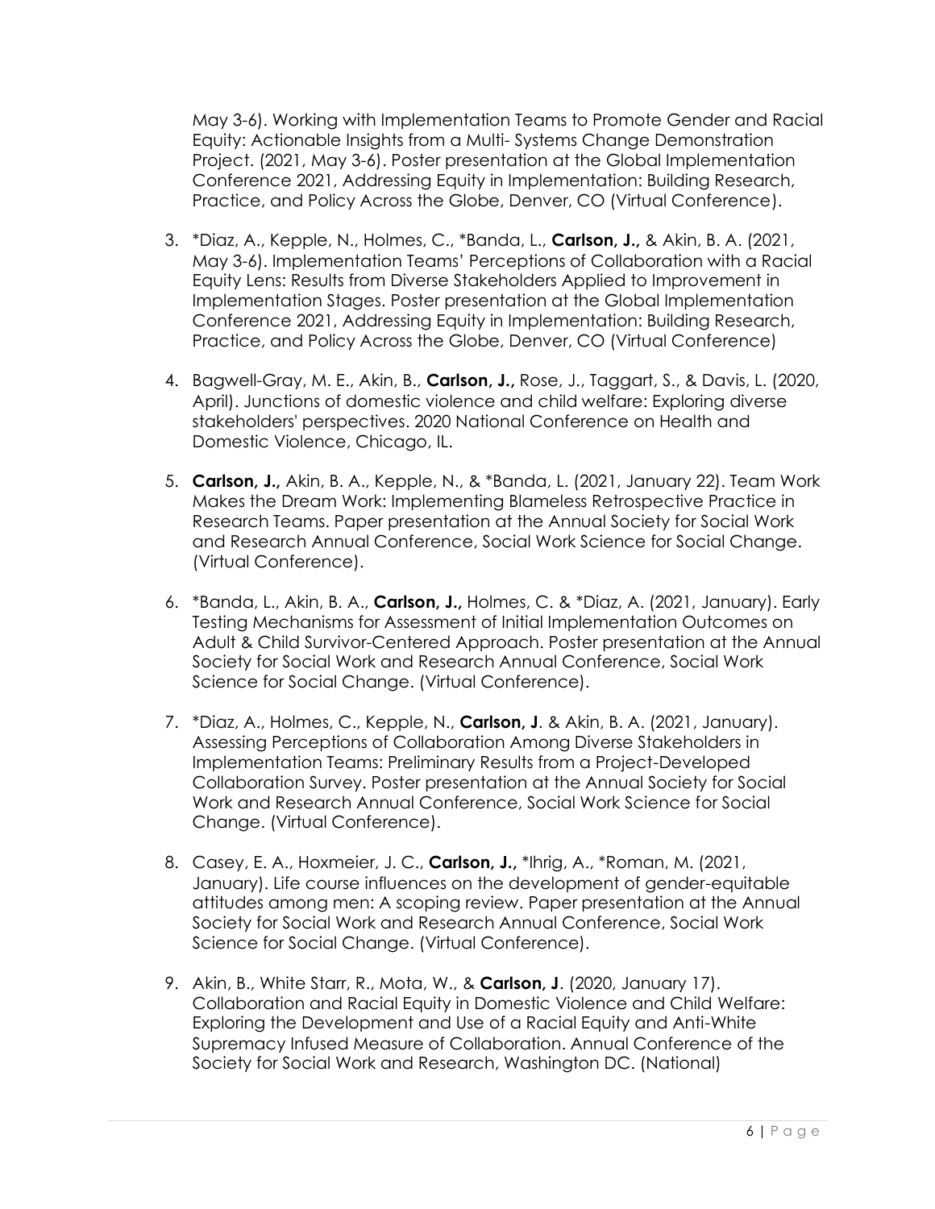May 3-6). Working with Implementation Teams to Promote Gender and Racial Equity: Actionable Insights from a Multi- Systems Change Demonstration Project. (2021, May 3-6). Poster presentation at the Global Implementation Conference 2021, Addressing Equity in Implementation: Building Research, Practice, and Policy Across the Globe, Denver, CO (Virtual Conference).

3. *Diaz, A., Kepple, N., Holmes, C., *Banda, L., **Carlson, J.,** & Akin, B. A. (2021, May 3-6). Implementation Teams' Perceptions of Collaboration with a Racial Equity Lens: Results from Diverse Stakeholders Applied to Improvement in Implementation Stages. Poster presentation at the Global Implementation Conference 2021, Addressing Equity in Implementation: Building Research, Practice, and Policy Across the Globe, Denver, CO (Virtual Conference)

4. Bagwell-Gray, M. E., Akin, B., **Carlson, J.,** Rose, J., Taggart, S., & Davis, L. (2020, April). Junctions of domestic violence and child welfare: Exploring diverse stakeholders' perspectives. 2020 National Conference on Health and Domestic Violence, Chicago, IL.

5. **Carlson, J.,** Akin, B. A., Kepple, N., & *Banda, L. (2021, January 22). Team Work Makes the Dream Work: Implementing Blameless Retrospective Practice in Research Teams. Paper presentation at the Annual Society for Social Work and Research Annual Conference, Social Work Science for Social Change. (Virtual Conference).

6. *Banda, L., Akin, B. A., **Carlson, J.,** Holmes, C. & *Diaz, A. (2021, January). Early Testing Mechanisms for Assessment of Initial Implementation Outcomes on Adult & Child Survivor-Centered Approach. Poster presentation at the Annual Society for Social Work and Research Annual Conference, Social Work Science for Social Change. (Virtual Conference).

7. *Diaz, A., Holmes, C., Kepple, N., **Carlson, J**. & Akin, B. A. (2021, January). Assessing Perceptions of Collaboration Among Diverse Stakeholders in Implementation Teams: Preliminary Results from a Project-Developed Collaboration Survey. Poster presentation at the Annual Society for Social Work and Research Annual Conference, Social Work Science for Social Change. (Virtual Conference).

8. Casey, E. A., Hoxmeier, J. C., **Carlson, J.,** *Ihrig, A., *Roman, M. (2021, January). Life course influences on the development of gender-equitable attitudes among men: A scoping review. Paper presentation at the Annual Society for Social Work and Research Annual Conference, Social Work Science for Social Change. (Virtual Conference).

9. Akin, B., White Starr, R., Mota, W., & **Carlson, J**. (2020, January 17). Collaboration and Racial Equity in Domestic Violence and Child Welfare: Exploring the Development and Use of a Racial Equity and Anti-White Supremacy Infused Measure of Collaboration. Annual Conference of the Society for Social Work and Research, Washington DC. (National)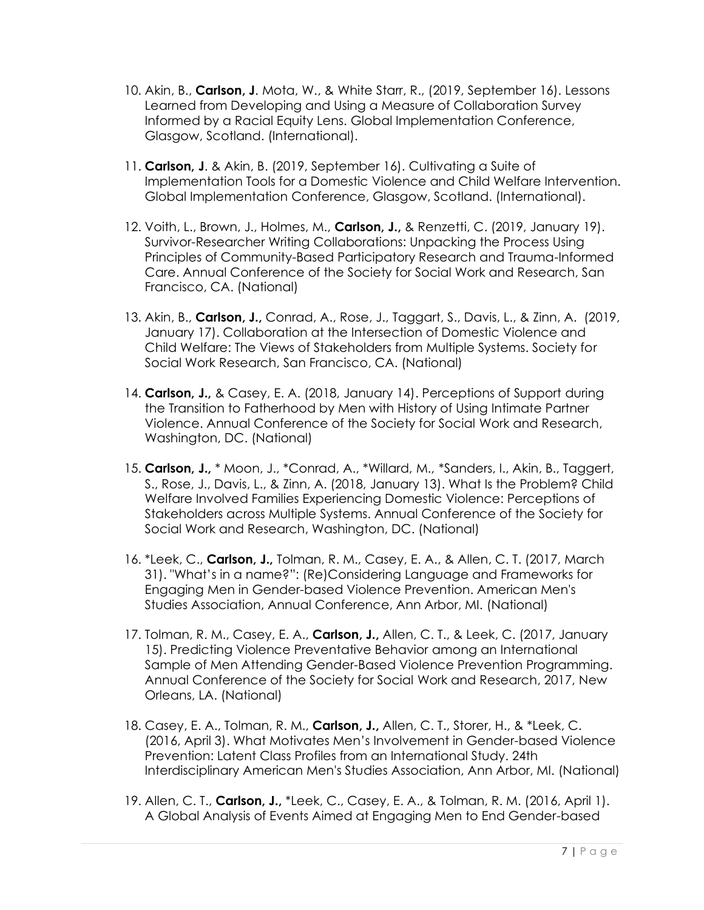10. Akin, B., **Carlson, J**. Mota, W., & White Starr, R., (2019, September 16). Lessons Learned from Developing and Using a Measure of Collaboration Survey Informed by a Racial Equity Lens. Global Implementation Conference, Glasgow, Scotland. (International).

11. **Carlson, J**. & Akin, B. (2019, September 16). Cultivating a Suite of Implementation Tools for a Domestic Violence and Child Welfare Intervention. Global Implementation Conference, Glasgow, Scotland. (International).

12. Voith, L., Brown, J., Holmes, M., **Carlson, J.,** & Renzetti, C. (2019, January 19). Survivor-Researcher Writing Collaborations: Unpacking the Process Using Principles of Community-Based Participatory Research and Trauma-Informed Care. Annual Conference of the Society for Social Work and Research, San Francisco, CA. (National)

13. Akin, B., **Carlson, J.,** Conrad, A., Rose, J., Taggart, S., Davis, L., & Zinn, A. (2019, January 17). Collaboration at the Intersection of Domestic Violence and Child Welfare: The Views of Stakeholders from Multiple Systems. Society for Social Work Research, San Francisco, CA. (National)

14. **Carlson, J.,** & Casey, E. A. (2018, January 14). Perceptions of Support during the Transition to Fatherhood by Men with History of Using Intimate Partner Violence. Annual Conference of the Society for Social Work and Research, Washington, DC. (National)

15. **Carlson, J.,** * Moon, J., *Conrad, A., *Willard, M., *Sanders, I., Akin, B., Taggert, S., Rose, J., Davis, L., & Zinn, A. (2018, January 13). What Is the Problem? Child Welfare Involved Families Experiencing Domestic Violence: Perceptions of Stakeholders across Multiple Systems. Annual Conference of the Society for Social Work and Research, Washington, DC. (National)

16. *Leek, C., **Carlson, J.,** Tolman, R. M., Casey, E. A., & Allen, C. T. (2017, March 31). "What's in a name?": (Re)Considering Language and Frameworks for Engaging Men in Gender-based Violence Prevention. American Men's Studies Association, Annual Conference, Ann Arbor, MI. (National)

17. Tolman, R. M., Casey, E. A., **Carlson, J.,** Allen, C. T., & Leek, C. (2017, January 15). Predicting Violence Preventative Behavior among an International Sample of Men Attending Gender-Based Violence Prevention Programming. Annual Conference of the Society for Social Work and Research, 2017, New Orleans, LA. (National)

18. Casey, E. A., Tolman, R. M., **Carlson, J.,** Allen, C. T., Storer, H., & *Leek, C. (2016, April 3). What Motivates Men's Involvement in Gender-based Violence Prevention: Latent Class Profiles from an International Study. 24th Interdisciplinary American Men's Studies Association, Ann Arbor, MI. (National)

19. Allen, C. T., **Carlson, J.,** *Leek, C., Casey, E. A., & Tolman, R. M. (2016, April 1). A Global Analysis of Events Aimed at Engaging Men to End Gender-based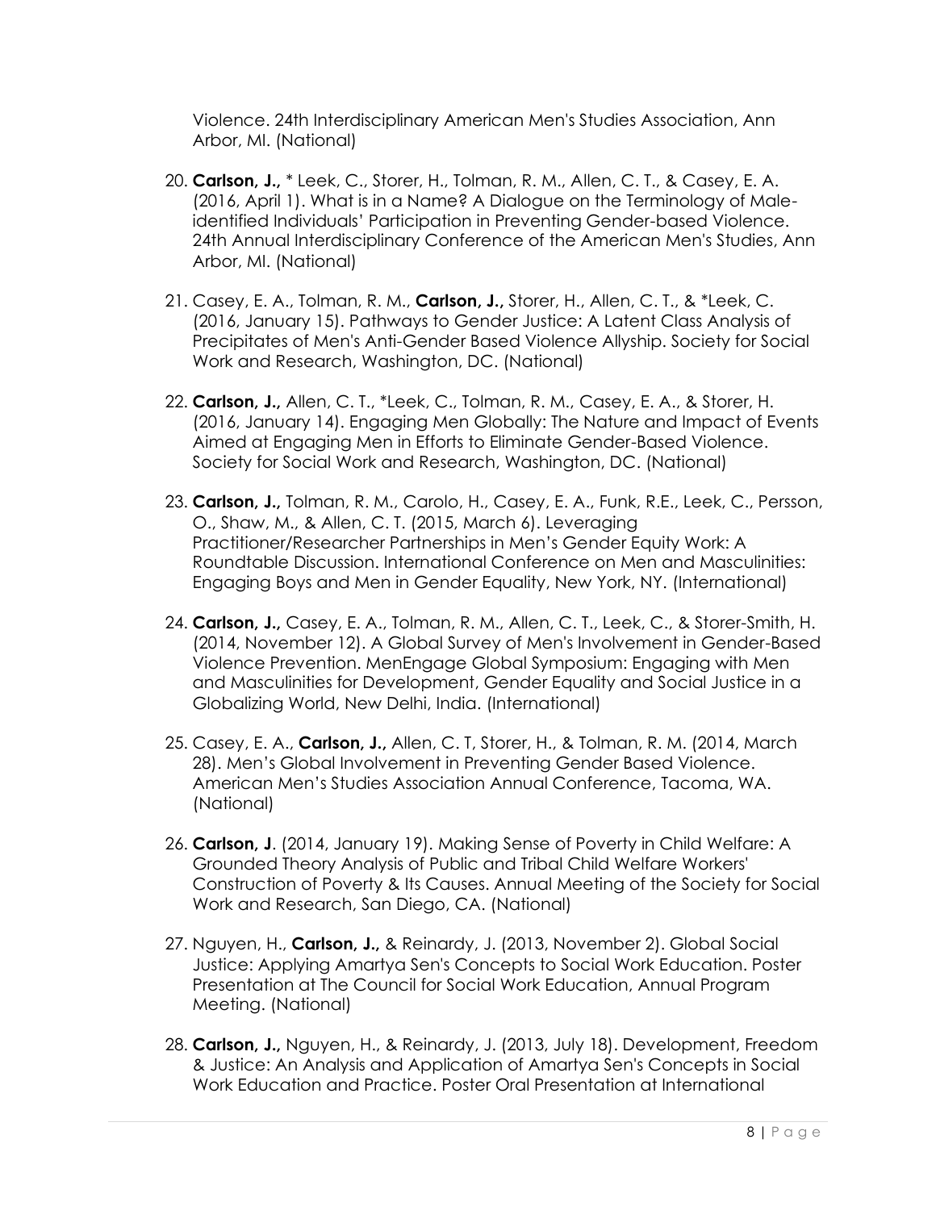Violence. 24th Interdisciplinary American Men's Studies Association, Ann Arbor, MI. (National)

20. **Carlson, J.,** * Leek, C., Storer, H., Tolman, R. M., Allen, C. T., & Casey, E. A. (2016, April 1). What is in a Name? A Dialogue on the Terminology of Male-identified Individuals' Participation in Preventing Gender-based Violence. 24th Annual Interdisciplinary Conference of the American Men's Studies, Ann Arbor, MI. (National)

21. Casey, E. A., Tolman, R. M., **Carlson, J.,** Storer, H., Allen, C. T., & *Leek, C. (2016, January 15). Pathways to Gender Justice: A Latent Class Analysis of Precipitates of Men's Anti-Gender Based Violence Allyship. Society for Social Work and Research, Washington, DC. (National)

22. **Carlson, J.,** Allen, C. T., *Leek, C., Tolman, R. M., Casey, E. A., & Storer, H. (2016, January 14). Engaging Men Globally: The Nature and Impact of Events Aimed at Engaging Men in Efforts to Eliminate Gender-Based Violence. Society for Social Work and Research, Washington, DC. (National)

23. **Carlson, J.,** Tolman, R. M., Carolo, H., Casey, E. A., Funk, R.E., Leek, C., Persson, O., Shaw, M., & Allen, C. T. (2015, March 6). Leveraging Practitioner/Researcher Partnerships in Men's Gender Equity Work: A Roundtable Discussion. International Conference on Men and Masculinities: Engaging Boys and Men in Gender Equality, New York, NY. (International)

24. **Carlson, J.,** Casey, E. A., Tolman, R. M., Allen, C. T., Leek, C., & Storer-Smith, H. (2014, November 12). A Global Survey of Men's Involvement in Gender-Based Violence Prevention. MenEngage Global Symposium: Engaging with Men and Masculinities for Development, Gender Equality and Social Justice in a Globalizing World, New Delhi, India. (International)

25. Casey, E. A., **Carlson, J.,** Allen, C. T, Storer, H., & Tolman, R. M. (2014, March 28). Men's Global Involvement in Preventing Gender Based Violence. American Men's Studies Association Annual Conference, Tacoma, WA. (National)

26. **Carlson, J**. (2014, January 19). Making Sense of Poverty in Child Welfare: A Grounded Theory Analysis of Public and Tribal Child Welfare Workers' Construction of Poverty & Its Causes. Annual Meeting of the Society for Social Work and Research, San Diego, CA. (National)

27. Nguyen, H., **Carlson, J.,** & Reinardy, J. (2013, November 2). Global Social Justice: Applying Amartya Sen's Concepts to Social Work Education. Poster Presentation at The Council for Social Work Education, Annual Program Meeting. (National)

28. **Carlson, J.,** Nguyen, H., & Reinardy, J. (2013, July 18). Development, Freedom & Justice: An Analysis and Application of Amartya Sen's Concepts in Social Work Education and Practice. Poster Oral Presentation at International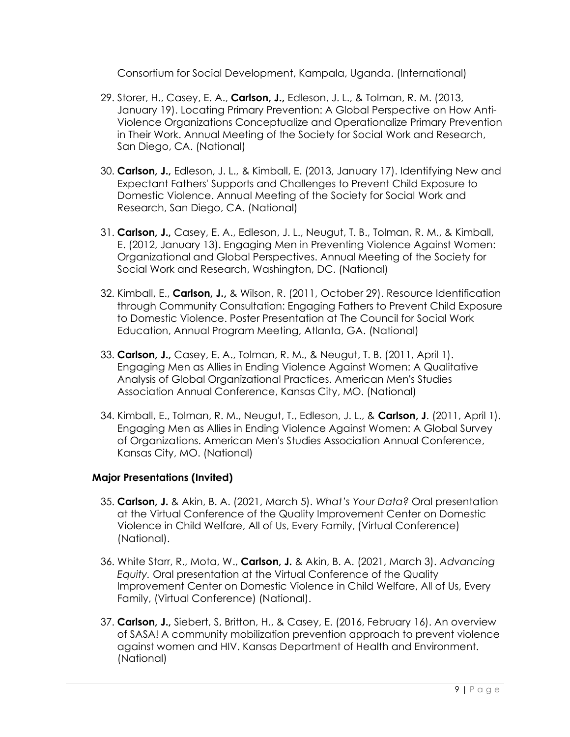Consortium for Social Development, Kampala, Uganda. (International)

29. Storer, H., Casey, E. A., **Carlson, J.,** Edleson, J. L., & Tolman, R. M. (2013, January 19). Locating Primary Prevention: A Global Perspective on How Anti-Violence Organizations Conceptualize and Operationalize Primary Prevention in Their Work. Annual Meeting of the Society for Social Work and Research, San Diego, CA. (National)

30. **Carlson, J.,** Edleson, J. L., & Kimball, E. (2013, January 17). Identifying New and Expectant Fathers' Supports and Challenges to Prevent Child Exposure to Domestic Violence. Annual Meeting of the Society for Social Work and Research, San Diego, CA. (National)

31. **Carlson, J.,** Casey, E. A., Edleson, J. L., Neugut, T. B., Tolman, R. M., & Kimball, E. (2012, January 13). Engaging Men in Preventing Violence Against Women: Organizational and Global Perspectives. Annual Meeting of the Society for Social Work and Research, Washington, DC. (National)

32. Kimball, E., **Carlson, J.,** & Wilson, R. (2011, October 29). Resource Identification through Community Consultation: Engaging Fathers to Prevent Child Exposure to Domestic Violence. Poster Presentation at The Council for Social Work Education, Annual Program Meeting, Atlanta, GA. (National)

33. **Carlson, J.,** Casey, E. A., Tolman, R. M., & Neugut, T. B. (2011, April 1). Engaging Men as Allies in Ending Violence Against Women: A Qualitative Analysis of Global Organizational Practices. American Men's Studies Association Annual Conference, Kansas City, MO. (National)

34. Kimball, E., Tolman, R. M., Neugut, T., Edleson, J. L., & **Carlson, J**. (2011, April 1). Engaging Men as Allies in Ending Violence Against Women: A Global Survey of Organizations. American Men's Studies Association Annual Conference, Kansas City, MO. (National)

### Major Presentations (Invited)

35. **Carlson, J.** & Akin, B. A. (2021, March 5). *What's Your Data?* Oral presentation at the Virtual Conference of the Quality Improvement Center on Domestic Violence in Child Welfare, All of Us, Every Family, (Virtual Conference) (National).

36. White Starr, R., Mota, W., **Carlson, J.** & Akin, B. A. (2021, March 3). *Advancing Equity.* Oral presentation at the Virtual Conference of the Quality Improvement Center on Domestic Violence in Child Welfare, All of Us, Every Family, (Virtual Conference) (National).

37. **Carlson, J.,** Siebert, S, Britton, H., & Casey, E. (2016, February 16). An overview of SASA! A community mobilization prevention approach to prevent violence against women and HIV. Kansas Department of Health and Environment. (National)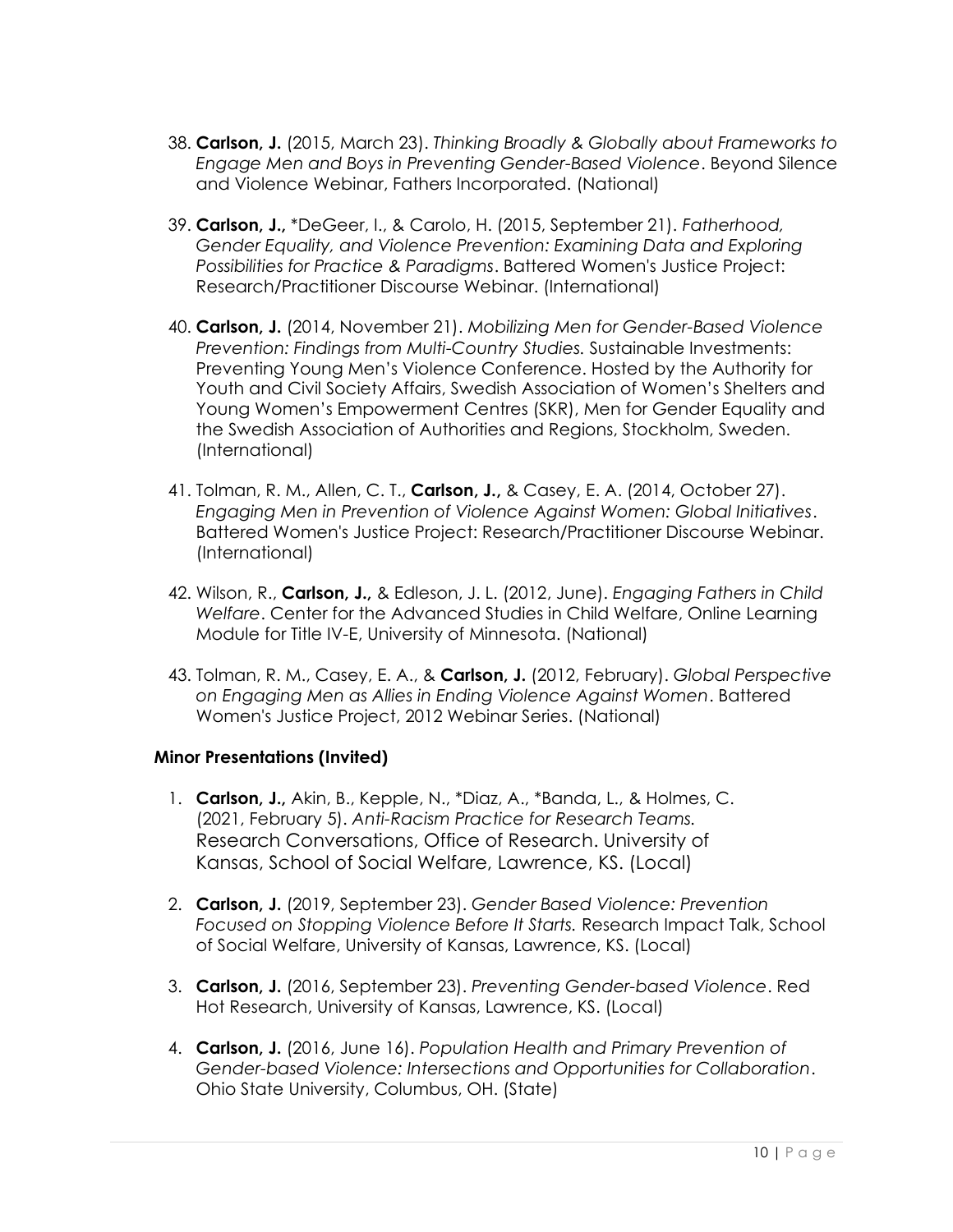38. **Carlson, J.** (2015, March 23). *Thinking Broadly & Globally about Frameworks to Engage Men and Boys in Preventing Gender-Based Violence*. Beyond Silence and Violence Webinar, Fathers Incorporated. (National)

39. **Carlson, J.,** *DeGeer, I., & Carolo, H. (2015, September 21). *Fatherhood, Gender Equality, and Violence Prevention: Examining Data and Exploring Possibilities for Practice & Paradigms*. Battered Women's Justice Project: Research/Practitioner Discourse Webinar. (International)

40. **Carlson, J.** (2014, November 21). *Mobilizing Men for Gender-Based Violence Prevention: Findings from Multi-Country Studies.* Sustainable Investments: Preventing Young Men's Violence Conference. Hosted by the Authority for Youth and Civil Society Affairs, Swedish Association of Women's Shelters and Young Women's Empowerment Centres (SKR), Men for Gender Equality and the Swedish Association of Authorities and Regions, Stockholm, Sweden. (International)

41. Tolman, R. M., Allen, C. T., **Carlson, J.,** & Casey, E. A. (2014, October 27). *Engaging Men in Prevention of Violence Against Women: Global Initiatives*. Battered Women's Justice Project: Research/Practitioner Discourse Webinar. (International)

42. Wilson, R., **Carlson, J.,** & Edleson, J. L. (2012, June). *Engaging Fathers in Child Welfare*. Center for the Advanced Studies in Child Welfare, Online Learning Module for Title IV-E, University of Minnesota. (National)

43. Tolman, R. M., Casey, E. A., & **Carlson, J.** (2012, February). *Global Perspective on Engaging Men as Allies in Ending Violence Against Women*. Battered Women's Justice Project, 2012 Webinar Series. (National)

### Minor Presentations (Invited)

1. **Carlson, J.,** Akin, B., Kepple, N., *Diaz, A., *Banda, L., & Holmes, C. (2021, February 5). *Anti-Racism Practice for Research Teams.* Research Conversations, Office of Research. University of Kansas, School of Social Welfare, Lawrence, KS. (Local)

2. **Carlson, J.** (2019, September 23). *Gender Based Violence: Prevention Focused on Stopping Violence Before It Starts.* Research Impact Talk, School of Social Welfare, University of Kansas, Lawrence, KS. (Local)

3. **Carlson, J.** (2016, September 23). *Preventing Gender-based Violence*. Red Hot Research, University of Kansas, Lawrence, KS. (Local)

4. **Carlson, J.** (2016, June 16). *Population Health and Primary Prevention of Gender-based Violence: Intersections and Opportunities for Collaboration*. Ohio State University, Columbus, OH. (State)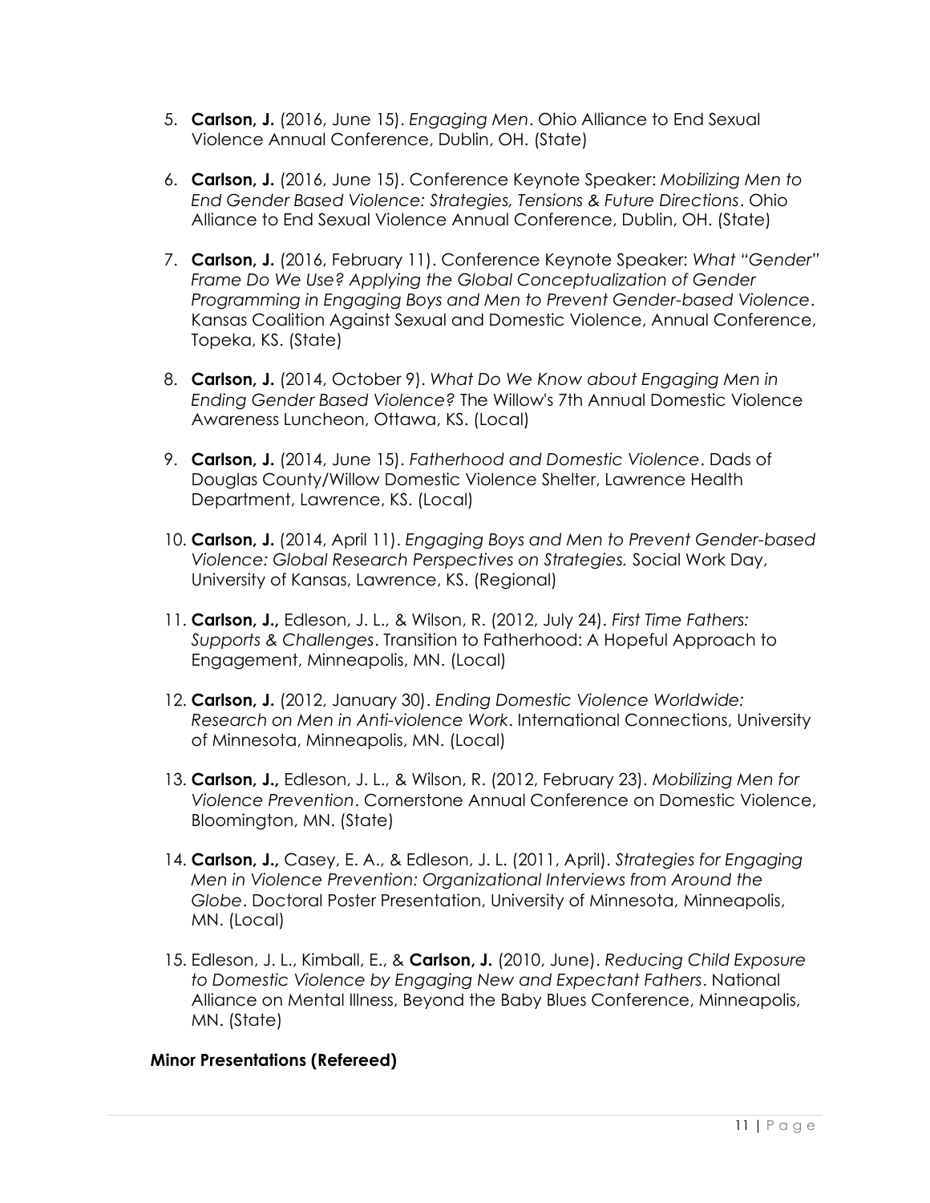5. **Carlson, J.** (2016, June 15). *Engaging Men*. Ohio Alliance to End Sexual Violence Annual Conference, Dublin, OH. (State)

6. **Carlson, J.** (2016, June 15). Conference Keynote Speaker: *Mobilizing Men to End Gender Based Violence: Strategies, Tensions & Future Directions*. Ohio Alliance to End Sexual Violence Annual Conference, Dublin, OH. (State)

7. **Carlson, J.** (2016, February 11). Conference Keynote Speaker: *What "Gender" Frame Do We Use? Applying the Global Conceptualization of Gender Programming in Engaging Boys and Men to Prevent Gender-based Violence*. Kansas Coalition Against Sexual and Domestic Violence, Annual Conference, Topeka, KS. (State)

8. **Carlson, J.** (2014, October 9). *What Do We Know about Engaging Men in Ending Gender Based Violence?* The Willow's 7th Annual Domestic Violence Awareness Luncheon, Ottawa, KS. (Local)

9. **Carlson, J.** (2014, June 15). *Fatherhood and Domestic Violence*. Dads of Douglas County/Willow Domestic Violence Shelter, Lawrence Health Department, Lawrence, KS. (Local)

10. **Carlson, J.** (2014, April 11). *Engaging Boys and Men to Prevent Gender-based Violence: Global Research Perspectives on Strategies.* Social Work Day, University of Kansas, Lawrence, KS. (Regional)

11. **Carlson, J.,** Edleson, J. L., & Wilson, R. (2012, July 24). *First Time Fathers: Supports & Challenges*. Transition to Fatherhood: A Hopeful Approach to Engagement, Minneapolis, MN. (Local)

12. **Carlson, J.** (2012, January 30). *Ending Domestic Violence Worldwide: Research on Men in Anti-violence Work*. International Connections, University of Minnesota, Minneapolis, MN. (Local)

13. **Carlson, J.,** Edleson, J. L., & Wilson, R. (2012, February 23). *Mobilizing Men for Violence Prevention*. Cornerstone Annual Conference on Domestic Violence, Bloomington, MN. (State)

14. **Carlson, J.,** Casey, E. A., & Edleson, J. L. (2011, April). *Strategies for Engaging Men in Violence Prevention: Organizational Interviews from Around the Globe*. Doctoral Poster Presentation, University of Minnesota, Minneapolis, MN. (Local)

15. Edleson, J. L., Kimball, E., & **Carlson, J.** (2010, June). *Reducing Child Exposure to Domestic Violence by Engaging New and Expectant Fathers*. National Alliance on Mental Illness, Beyond the Baby Blues Conference, Minneapolis, MN. (State)

**Minor Presentations (Refereed)**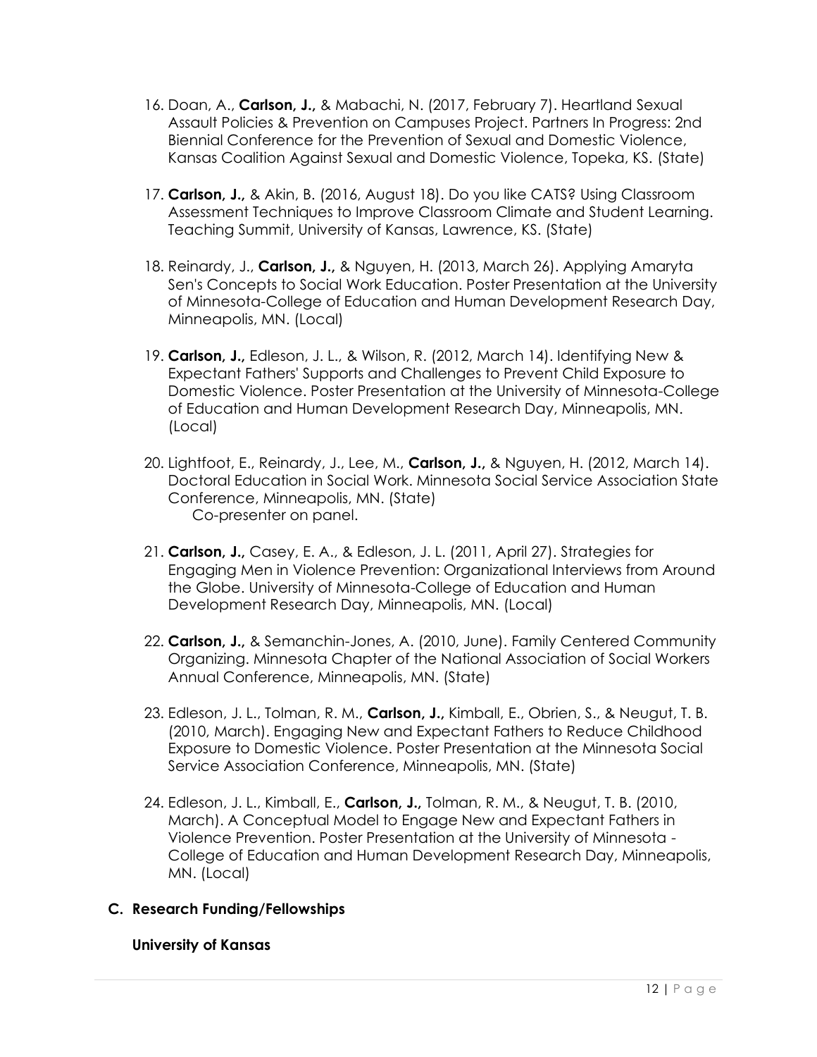16. Doan, A., **Carlson, J.,** & Mabachi, N. (2017, February 7). Heartland Sexual Assault Policies & Prevention on Campuses Project. Partners In Progress: 2nd Biennial Conference for the Prevention of Sexual and Domestic Violence, Kansas Coalition Against Sexual and Domestic Violence, Topeka, KS. (State)

17. **Carlson, J.,** & Akin, B. (2016, August 18). Do you like CATS? Using Classroom Assessment Techniques to Improve Classroom Climate and Student Learning. Teaching Summit, University of Kansas, Lawrence, KS. (State)

18. Reinardy, J., **Carlson, J.,** & Nguyen, H. (2013, March 26). Applying Amaryta Sen's Concepts to Social Work Education. Poster Presentation at the University of Minnesota-College of Education and Human Development Research Day, Minneapolis, MN. (Local)

19. **Carlson, J.,** Edleson, J. L., & Wilson, R. (2012, March 14). Identifying New & Expectant Fathers' Supports and Challenges to Prevent Child Exposure to Domestic Violence. Poster Presentation at the University of Minnesota-College of Education and Human Development Research Day, Minneapolis, MN. (Local)

20. Lightfoot, E., Reinardy, J., Lee, M., **Carlson, J.,** & Nguyen, H. (2012, March 14). Doctoral Education in Social Work. Minnesota Social Service Association State Conference, Minneapolis, MN. (State)
    Co-presenter on panel.

21. **Carlson, J.,** Casey, E. A., & Edleson, J. L. (2011, April 27). Strategies for Engaging Men in Violence Prevention: Organizational Interviews from Around the Globe. University of Minnesota-College of Education and Human Development Research Day, Minneapolis, MN. (Local)

22. **Carlson, J.,** & Semanchin-Jones, A. (2010, June). Family Centered Community Organizing. Minnesota Chapter of the National Association of Social Workers Annual Conference, Minneapolis, MN. (State)

23. Edleson, J. L., Tolman, R. M., **Carlson, J.,** Kimball, E., Obrien, S., & Neugut, T. B. (2010, March). Engaging New and Expectant Fathers to Reduce Childhood Exposure to Domestic Violence. Poster Presentation at the Minnesota Social Service Association Conference, Minneapolis, MN. (State)

24. Edleson, J. L., Kimball, E., **Carlson, J.,** Tolman, R. M., & Neugut, T. B. (2010, March). A Conceptual Model to Engage New and Expectant Fathers in Violence Prevention. Poster Presentation at the University of Minnesota - College of Education and Human Development Research Day, Minneapolis, MN. (Local)

### C. Research Funding/Fellowships

**University of Kansas**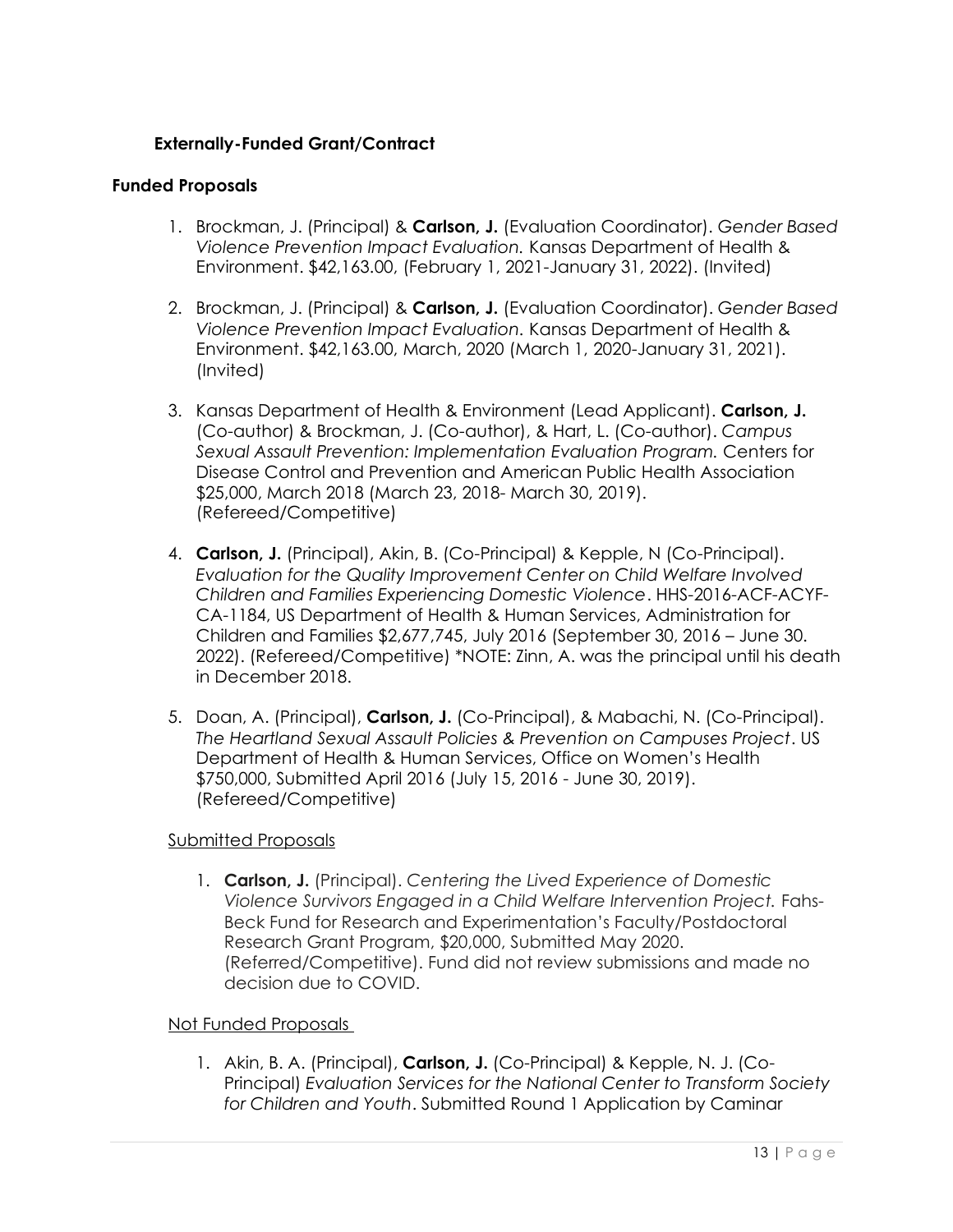### Externally-Funded Grant/Contract

### Funded Proposals

1. Brockman, J. (Principal) & **Carlson, J.** (Evaluation Coordinator). *Gender Based Violence Prevention Impact Evaluation.* Kansas Department of Health & Environment. $42,163.00, (February 1, 2021-January 31, 2022). (Invited)

2. Brockman, J. (Principal) & **Carlson, J.** (Evaluation Coordinator). *Gender Based Violence Prevention Impact Evaluation.* Kansas Department of Health & Environment. $42,163.00, March, 2020 (March 1, 2020-January 31, 2021). (Invited)

3. Kansas Department of Health & Environment (Lead Applicant). **Carlson, J.** (Co-author) & Brockman, J. (Co-author), & Hart, L. (Co-author). *Campus Sexual Assault Prevention: Implementation Evaluation Program.* Centers for Disease Control and Prevention and American Public Health Association $25,000, March 2018 (March 23, 2018- March 30, 2019). (Refereed/Competitive)

4. **Carlson, J.** (Principal), Akin, B. (Co-Principal) & Kepple, N (Co-Principal). *Evaluation for the Quality Improvement Center on Child Welfare Involved Children and Families Experiencing Domestic Violence*. HHS-2016-ACF-ACYF-CA-1184, US Department of Health & Human Services, Administration for Children and Families $2,677,745, July 2016 (September 30, 2016 – June 30. 2022). (Refereed/Competitive) *NOTE: Zinn, A. was the principal until his death in December 2018.

5. Doan, A. (Principal), **Carlson, J.** (Co-Principal), & Mabachi, N. (Co-Principal). *The Heartland Sexual Assault Policies & Prevention on Campuses Project*. US Department of Health & Human Services, Office on Women's Health $750,000, Submitted April 2016 (July 15, 2016 - June 30, 2019). (Refereed/Competitive)

<u>Submitted Proposals</u>

1. **Carlson, J.** (Principal). *Centering the Lived Experience of Domestic Violence Survivors Engaged in a Child Welfare Intervention Project.* Fahs-Beck Fund for Research and Experimentation's Faculty/Postdoctoral Research Grant Program, $20,000, Submitted May 2020. (Referred/Competitive). Fund did not review submissions and made no decision due to COVID.

<u>Not Funded Proposals</u>

1. Akin, B. A. (Principal), **Carlson, J.** (Co-Principal) & Kepple, N. J. (Co-Principal) *Evaluation Services for the National Center to Transform Society for Children and Youth*. Submitted Round 1 Application by Caminar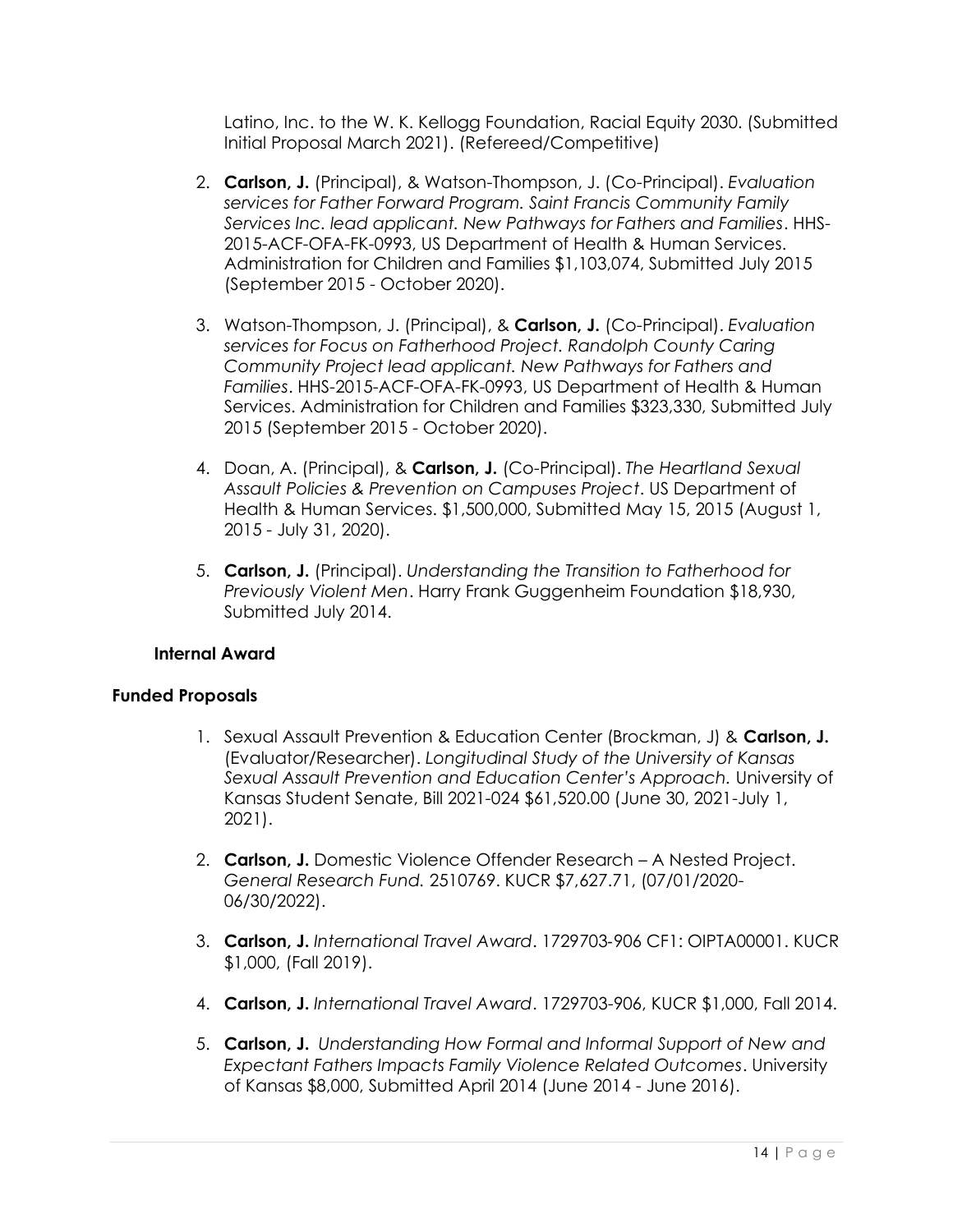Latino, Inc. to the W. K. Kellogg Foundation, Racial Equity 2030. (Submitted Initial Proposal March 2021). (Refereed/Competitive)

2. **Carlson, J.** (Principal), & Watson-Thompson, J. (Co-Principal). *Evaluation services for Father Forward Program. Saint Francis Community Family Services Inc. lead applicant. New Pathways for Fathers and Families*. HHS-2015-ACF-OFA-FK-0993, US Department of Health & Human Services. Administration for Children and Families $1,103,074, Submitted July 2015 (September 2015 - October 2020).

3. Watson-Thompson, J. (Principal), & **Carlson, J.** (Co-Principal). *Evaluation services for Focus on Fatherhood Project. Randolph County Caring Community Project lead applicant. New Pathways for Fathers and Families*. HHS-2015-ACF-OFA-FK-0993, US Department of Health & Human Services. Administration for Children and Families $323,330, Submitted July 2015 (September 2015 - October 2020).

4. Doan, A. (Principal), & **Carlson, J.** (Co-Principal). *The Heartland Sexual Assault Policies & Prevention on Campuses Project*. US Department of Health & Human Services. $1,500,000, Submitted May 15, 2015 (August 1, 2015 - July 31, 2020).

5. **Carlson, J.** (Principal). *Understanding the Transition to Fatherhood for Previously Violent Men*. Harry Frank Guggenheim Foundation $18,930, Submitted July 2014.

### Internal Award

## Funded Proposals

1. Sexual Assault Prevention & Education Center (Brockman, J) & **Carlson, J.** (Evaluator/Researcher). *Longitudinal Study of the University of Kansas Sexual Assault Prevention and Education Center's Approach.* University of Kansas Student Senate, Bill 2021-024 $61,520.00 (June 30, 2021-July 1, 2021).

2. **Carlson, J.** Domestic Violence Offender Research – A Nested Project. *General Research Fund.* 2510769. KUCR $7,627.71, (07/01/2020-06/30/2022).

3. **Carlson, J.** *International Travel Award*. 1729703-906 CF1: OIPTA00001. KUCR $1,000, (Fall 2019).

4. **Carlson, J.** *International Travel Award*. 1729703-906, KUCR $1,000, Fall 2014.

5. **Carlson, J.** *Understanding How Formal and Informal Support of New and Expectant Fathers Impacts Family Violence Related Outcomes*. University of Kansas $8,000, Submitted April 2014 (June 2014 - June 2016).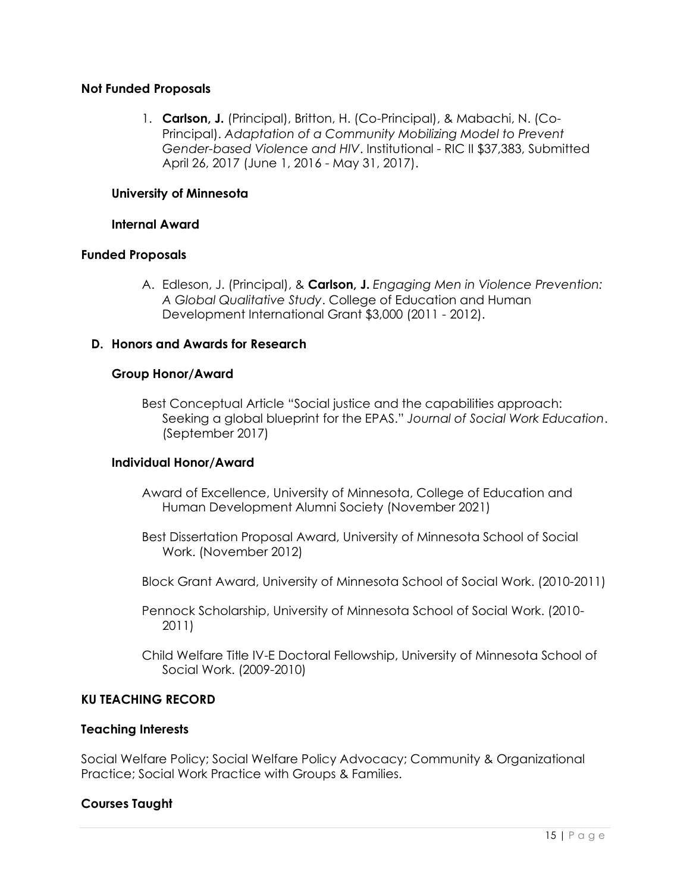**Not Funded Proposals**

1. **Carlson, J.** (Principal), Britton, H. (Co-Principal), & Mabachi, N. (Co-Principal). *Adaptation of a Community Mobilizing Model to Prevent Gender-based Violence and HIV*. Institutional - RIC II $37,383, Submitted April 26, 2017 (June 1, 2016 - May 31, 2017).

**University of Minnesota**

**Internal Award**

**Funded Proposals**

A. Edleson, J. (Principal), & **Carlson, J.** *Engaging Men in Violence Prevention: A Global Qualitative Study*. College of Education and Human Development International Grant $3,000 (2011 - 2012).

**D. Honors and Awards for Research**

**Group Honor/Award**

Best Conceptual Article "Social justice and the capabilities approach: Seeking a global blueprint for the EPAS." *Journal of Social Work Education*. (September 2017)

**Individual Honor/Award**

Award of Excellence, University of Minnesota, College of Education and Human Development Alumni Society (November 2021)

Best Dissertation Proposal Award, University of Minnesota School of Social Work. (November 2012)

Block Grant Award, University of Minnesota School of Social Work. (2010-2011)

Pennock Scholarship, University of Minnesota School of Social Work. (2010-2011)

Child Welfare Title IV-E Doctoral Fellowship, University of Minnesota School of Social Work. (2009-2010)

**KU TEACHING RECORD**

**Teaching Interests**

Social Welfare Policy; Social Welfare Policy Advocacy; Community & Organizational Practice; Social Work Practice with Groups & Families.

**Courses Taught**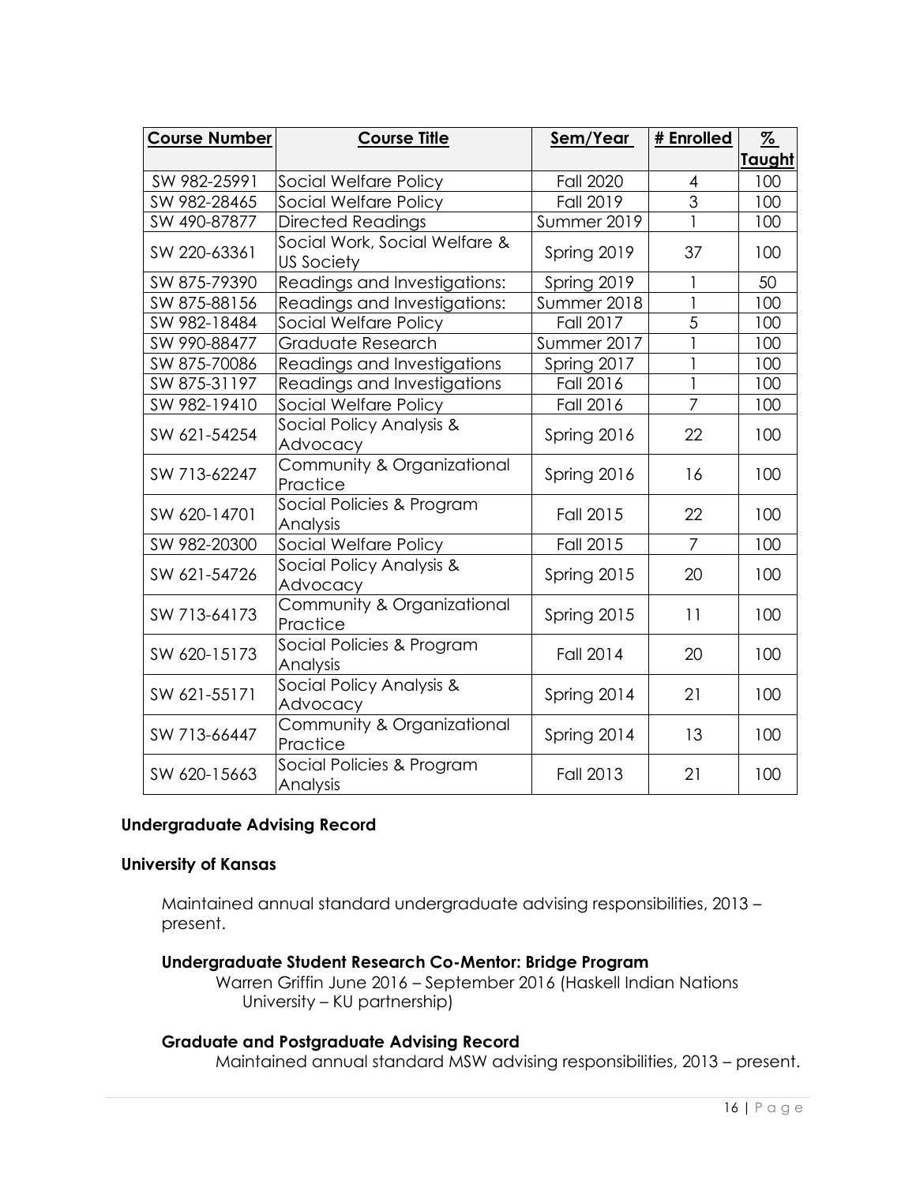| Course Number | Course Title | Sem/Year | # Enrolled | % Taught |
|---|---|---|---|---|
| SW 982-25991 | Social Welfare Policy | Fall 2020 | 4 | 100 |
| SW 982-28465 | Social Welfare Policy | Fall 2019 | 3 | 100 |
| SW 490-87877 | Directed Readings | Summer 2019 | 1 | 100 |
| SW 220-63361 | Social Work, Social Welfare & US Society | Spring 2019 | 37 | 100 |
| SW 875-79390 | Readings and Investigations: | Spring 2019 | 1 | 50 |
| SW 875-88156 | Readings and Investigations: | Summer 2018 | 1 | 100 |
| SW 982-18484 | Social Welfare Policy | Fall 2017 | 5 | 100 |
| SW 990-88477 | Graduate Research | Summer 2017 | 1 | 100 |
| SW 875-70086 | Readings and Investigations | Spring 2017 | 1 | 100 |
| SW 875-31197 | Readings and Investigations | Fall 2016 | 1 | 100 |
| SW 982-19410 | Social Welfare Policy | Fall 2016 | 7 | 100 |
| SW 621-54254 | Social Policy Analysis & Advocacy | Spring 2016 | 22 | 100 |
| SW 713-62247 | Community & Organizational Practice | Spring 2016 | 16 | 100 |
| SW 620-14701 | Social Policies & Program Analysis | Fall 2015 | 22 | 100 |
| SW 982-20300 | Social Welfare Policy | Fall 2015 | 7 | 100 |
| SW 621-54726 | Social Policy Analysis & Advocacy | Spring 2015 | 20 | 100 |
| SW 713-64173 | Community & Organizational Practice | Spring 2015 | 11 | 100 |
| SW 620-15173 | Social Policies & Program Analysis | Fall 2014 | 20 | 100 |
| SW 621-55171 | Social Policy Analysis & Advocacy | Spring 2014 | 21 | 100 |
| SW 713-66447 | Community & Organizational Practice | Spring 2014 | 13 | 100 |
| SW 620-15663 | Social Policies & Program Analysis | Fall 2013 | 21 | 100 |

**Undergraduate Advising Record**

**University of Kansas**

Maintained annual standard undergraduate advising responsibilities, 2013 – present.

**Undergraduate Student Research Co-Mentor: Bridge Program**

Warren Griffin June 2016 – September 2016 (Haskell Indian Nations University – KU partnership)

**Graduate and Postgraduate Advising Record**

Maintained annual standard MSW advising responsibilities, 2013 – present.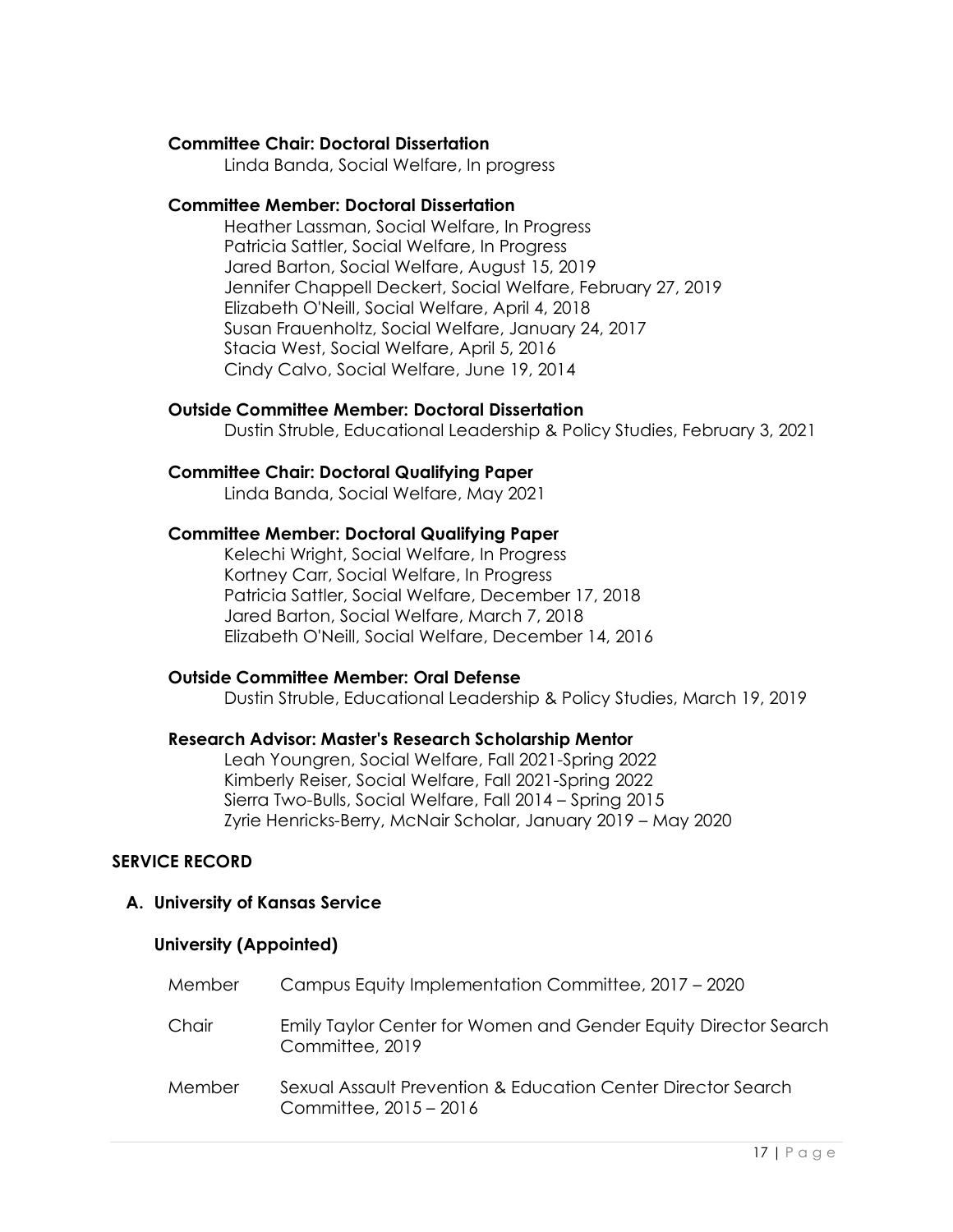**Committee Chair: Doctoral Dissertation**

Linda Banda, Social Welfare, In progress

**Committee Member: Doctoral Dissertation**

Heather Lassman, Social Welfare, In Progress
Patricia Sattler, Social Welfare, In Progress
Jared Barton, Social Welfare, August 15, 2019
Jennifer Chappell Deckert, Social Welfare, February 27, 2019
Elizabeth O'Neill, Social Welfare, April 4, 2018
Susan Frauenholtz, Social Welfare, January 24, 2017
Stacia West, Social Welfare, April 5, 2016
Cindy Calvo, Social Welfare, June 19, 2014

**Outside Committee Member: Doctoral Dissertation**

Dustin Struble, Educational Leadership & Policy Studies, February 3, 2021

**Committee Chair: Doctoral Qualifying Paper**

Linda Banda, Social Welfare, May 2021

**Committee Member: Doctoral Qualifying Paper**

Kelechi Wright, Social Welfare, In Progress
Kortney Carr, Social Welfare, In Progress
Patricia Sattler, Social Welfare, December 17, 2018
Jared Barton, Social Welfare, March 7, 2018
Elizabeth O'Neill, Social Welfare, December 14, 2016

**Outside Committee Member: Oral Defense**

Dustin Struble, Educational Leadership & Policy Studies, March 19, 2019

**Research Advisor: Master's Research Scholarship Mentor**

Leah Youngren, Social Welfare, Fall 2021-Spring 2022
Kimberly Reiser, Social Welfare, Fall 2021-Spring 2022
Sierra Two-Bulls, Social Welfare, Fall 2014 – Spring 2015
Zyrie Henricks-Berry, McNair Scholar, January 2019 – May 2020

## SERVICE RECORD

### A. University of Kansas Service

#### University (Appointed)

| | |
|---|---|
| Member | Campus Equity Implementation Committee, 2017 – 2020 |
| Chair | Emily Taylor Center for Women and Gender Equity Director Search Committee, 2019 |
| Member | Sexual Assault Prevention & Education Center Director Search Committee, 2015 – 2016 |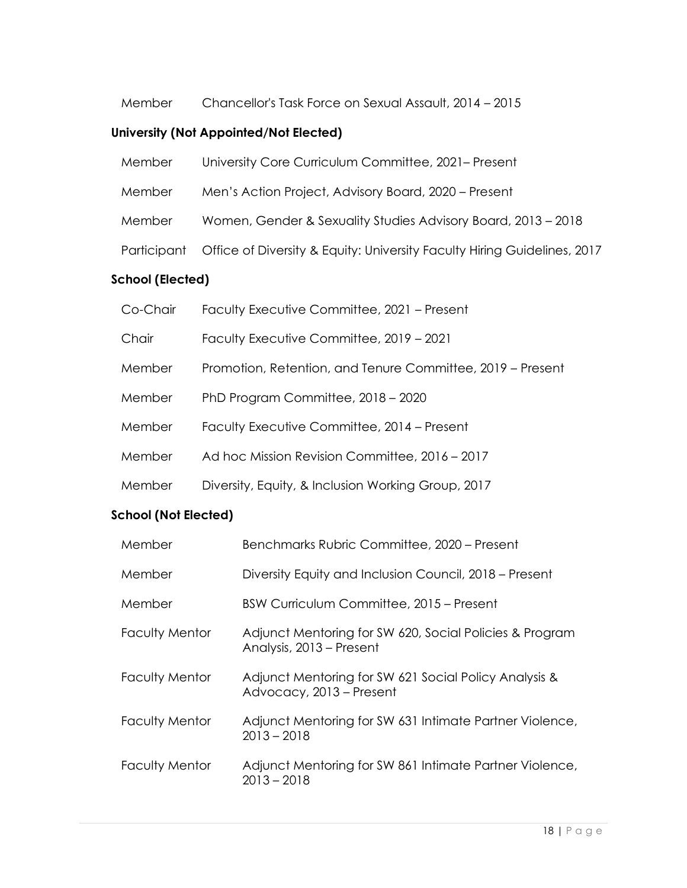| | |
|---|---|
| Member | Chancellor's Task Force on Sexual Assault, 2014 – 2015 |

**University (Not Appointed/Not Elected)**

| | |
|---|---|
| Member | University Core Curriculum Committee, 2021– Present |
| Member | Men's Action Project, Advisory Board, 2020 – Present |
| Member | Women, Gender & Sexuality Studies Advisory Board, 2013 – 2018 |
| Participant | Office of Diversity & Equity: University Faculty Hiring Guidelines, 2017 |

**School (Elected)**

| | |
|---|---|
| Co-Chair | Faculty Executive Committee, 2021 – Present |
| Chair | Faculty Executive Committee, 2019 – 2021 |
| Member | Promotion, Retention, and Tenure Committee, 2019 – Present |
| Member | PhD Program Committee, 2018 – 2020 |
| Member | Faculty Executive Committee, 2014 – Present |
| Member | Ad hoc Mission Revision Committee, 2016 – 2017 |
| Member | Diversity, Equity, & Inclusion Working Group, 2017 |

**School (Not Elected)**

| | |
|---|---|
| Member | Benchmarks Rubric Committee, 2020 – Present |
| Member | Diversity Equity and Inclusion Council, 2018 – Present |
| Member | BSW Curriculum Committee, 2015 – Present |
| Faculty Mentor | Adjunct Mentoring for SW 620, Social Policies & Program Analysis, 2013 – Present |
| Faculty Mentor | Adjunct Mentoring for SW 621 Social Policy Analysis & Advocacy, 2013 – Present |
| Faculty Mentor | Adjunct Mentoring for SW 631 Intimate Partner Violence, 2013 – 2018 |
| Faculty Mentor | Adjunct Mentoring for SW 861 Intimate Partner Violence, 2013 – 2018 |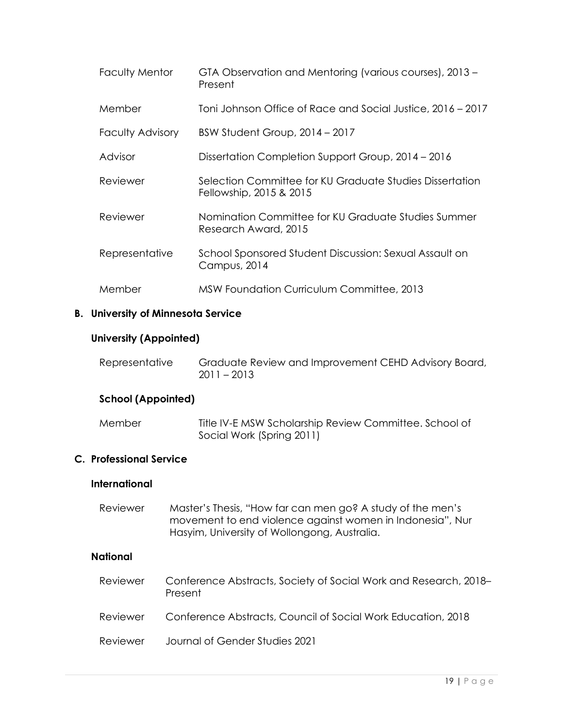| | |
|---|---|
| Faculty Mentor | GTA Observation and Mentoring (various courses), 2013 – Present |
| Member | Toni Johnson Office of Race and Social Justice, 2016 – 2017 |
| Faculty Advisory | BSW Student Group, 2014 – 2017 |
| Advisor | Dissertation Completion Support Group, 2014 – 2016 |
| Reviewer | Selection Committee for KU Graduate Studies Dissertation Fellowship, 2015 & 2015 |
| Reviewer | Nomination Committee for KU Graduate Studies Summer Research Award, 2015 |
| Representative | School Sponsored Student Discussion: Sexual Assault on Campus, 2014 |
| Member | MSW Foundation Curriculum Committee, 2013 |

### B. University of Minnesota Service

#### University (Appointed)

| | |
|---|---|
| Representative | Graduate Review and Improvement CEHD Advisory Board, 2011 – 2013 |

#### School (Appointed)

| | |
|---|---|
| Member | Title IV-E MSW Scholarship Review Committee. School of Social Work (Spring 2011) |

### C. Professional Service

#### International

| | |
|---|---|
| Reviewer | Master's Thesis, "How far can men go? A study of the men's movement to end violence against women in Indonesia", Nur Hasyim, University of Wollongong, Australia. |

#### National

| | |
|---|---|
| Reviewer | Conference Abstracts, Society of Social Work and Research, 2018– Present |
| Reviewer | Conference Abstracts, Council of Social Work Education, 2018 |
| Reviewer | Journal of Gender Studies 2021 |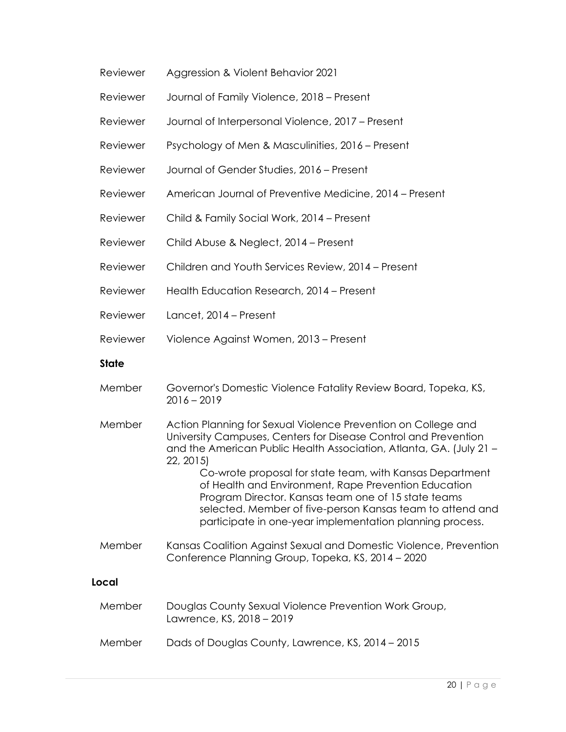Reviewer Aggression & Violent Behavior 2021

Reviewer Journal of Family Violence, 2018 – Present

Reviewer Journal of Interpersonal Violence, 2017 – Present

Reviewer Psychology of Men & Masculinities, 2016 – Present

Reviewer Journal of Gender Studies, 2016 – Present

Reviewer American Journal of Preventive Medicine, 2014 – Present

Reviewer Child & Family Social Work, 2014 – Present

Reviewer Child Abuse & Neglect, 2014 – Present

Reviewer Children and Youth Services Review, 2014 – Present

Reviewer Health Education Research, 2014 – Present

Reviewer Lancet, 2014 – Present

Reviewer Violence Against Women, 2013 – Present

**State**

Member Governor's Domestic Violence Fatality Review Board, Topeka, KS, 2016 – 2019

Member Action Planning for Sexual Violence Prevention on College and University Campuses, Centers for Disease Control and Prevention and the American Public Health Association, Atlanta, GA. (July 21 – 22, 2015)

Co-wrote proposal for state team, with Kansas Department of Health and Environment, Rape Prevention Education Program Director. Kansas team one of 15 state teams selected. Member of five-person Kansas team to attend and participate in one-year implementation planning process.

Member Kansas Coalition Against Sexual and Domestic Violence, Prevention Conference Planning Group, Topeka, KS, 2014 – 2020

**Local**

Member Douglas County Sexual Violence Prevention Work Group, Lawrence, KS, 2018 – 2019

Member Dads of Douglas County, Lawrence, KS, 2014 – 2015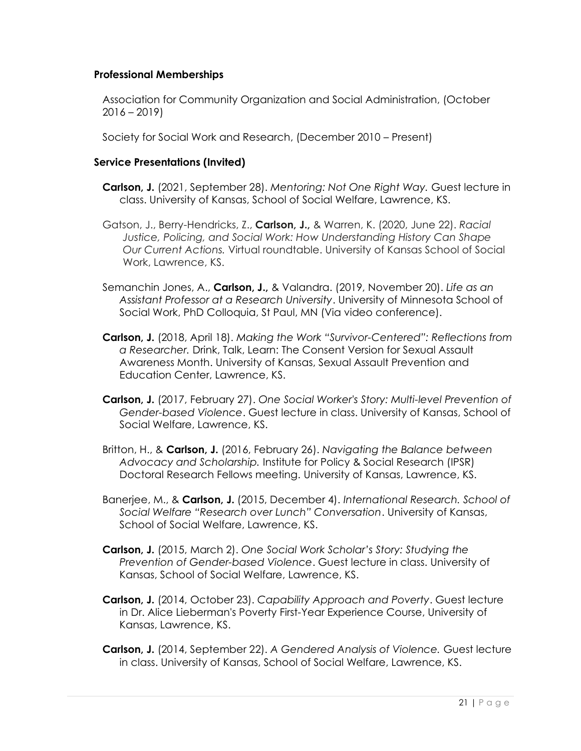### Professional Memberships

Association for Community Organization and Social Administration, (October 2016 – 2019)

Society for Social Work and Research, (December 2010 – Present)

### Service Presentations (Invited)

**Carlson, J.** (2021, September 28). *Mentoring: Not One Right Way.* Guest lecture in class. University of Kansas, School of Social Welfare, Lawrence, KS.

Gatson, J., Berry-Hendricks, Z., **Carlson, J.,** & Warren, K. (2020, June 22). *Racial Justice, Policing, and Social Work: How Understanding History Can Shape Our Current Actions.* Virtual roundtable. University of Kansas School of Social Work, Lawrence, KS.

Semanchin Jones, A., **Carlson, J.,** & Valandra. (2019, November 20). *Life as an Assistant Professor at a Research University*. University of Minnesota School of Social Work, PhD Colloquia, St Paul, MN (Via video conference).

**Carlson, J.** (2018, April 18). *Making the Work "Survivor-Centered": Reflections from a Researcher.* Drink, Talk, Learn: The Consent Version for Sexual Assault Awareness Month. University of Kansas, Sexual Assault Prevention and Education Center, Lawrence, KS.

**Carlson, J.** (2017, February 27). *One Social Worker's Story: Multi-level Prevention of Gender-based Violence*. Guest lecture in class. University of Kansas, School of Social Welfare, Lawrence, KS.

Britton, H., & **Carlson, J.** (2016, February 26). *Navigating the Balance between Advocacy and Scholarship.* Institute for Policy & Social Research (IPSR) Doctoral Research Fellows meeting. University of Kansas, Lawrence, KS.

Banerjee, M., & **Carlson, J.** (2015, December 4). *International Research. School of Social Welfare "Research over Lunch" Conversation*. University of Kansas, School of Social Welfare, Lawrence, KS.

**Carlson, J.** (2015, March 2). *One Social Work Scholar's Story: Studying the Prevention of Gender-based Violence*. Guest lecture in class. University of Kansas, School of Social Welfare, Lawrence, KS.

**Carlson, J.** (2014, October 23). *Capability Approach and Poverty*. Guest lecture in Dr. Alice Lieberman's Poverty First-Year Experience Course, University of Kansas, Lawrence, KS.

**Carlson, J.** (2014, September 22). *A Gendered Analysis of Violence.* Guest lecture in class. University of Kansas, School of Social Welfare, Lawrence, KS.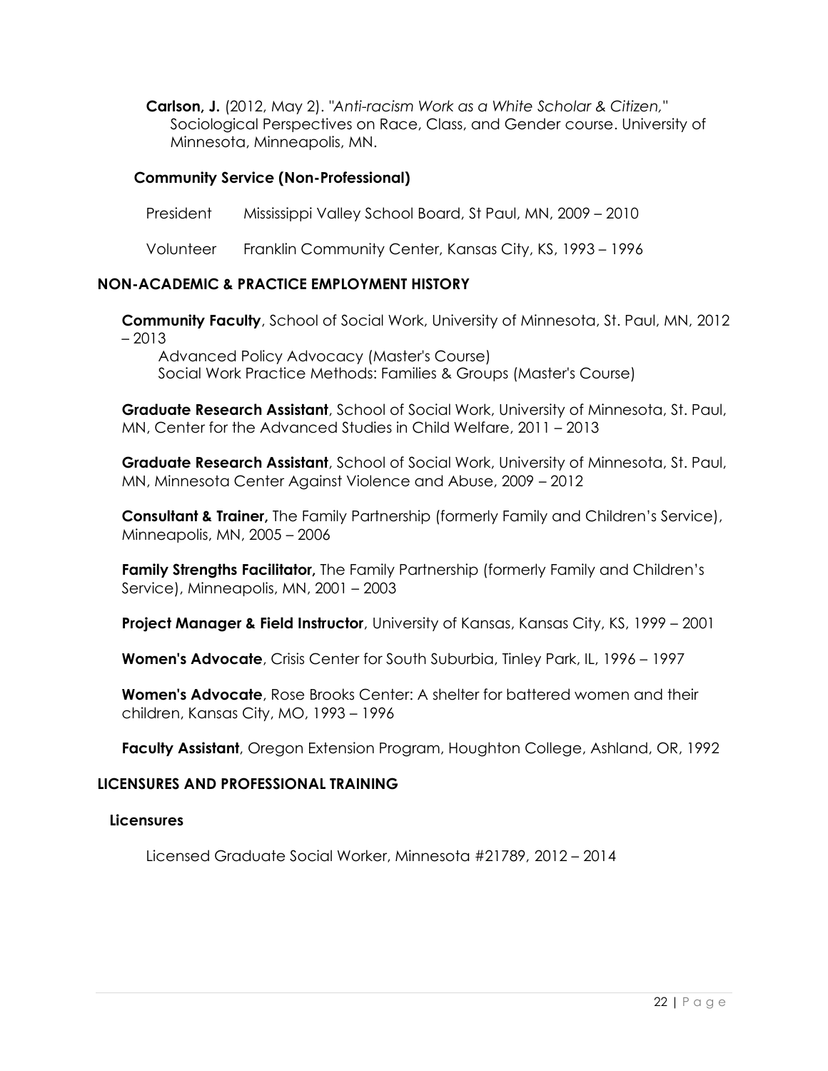**Carlson, J.** (2012, May 2). "*Anti-racism Work as a White Scholar & Citizen*," Sociological Perspectives on Race, Class, and Gender course. University of Minnesota, Minneapolis, MN.

### Community Service (Non-Professional)

President Mississippi Valley School Board, St Paul, MN, 2009 – 2010

Volunteer Franklin Community Center, Kansas City, KS, 1993 – 1996

## NON-ACADEMIC & PRACTICE EMPLOYMENT HISTORY

**Community Faculty**, School of Social Work, University of Minnesota, St. Paul, MN, 2012 – 2013

Advanced Policy Advocacy (Master's Course)
Social Work Practice Methods: Families & Groups (Master's Course)

**Graduate Research Assistant**, School of Social Work, University of Minnesota, St. Paul, MN, Center for the Advanced Studies in Child Welfare, 2011 – 2013

**Graduate Research Assistant**, School of Social Work, University of Minnesota, St. Paul, MN, Minnesota Center Against Violence and Abuse, 2009 – 2012

**Consultant & Trainer,** The Family Partnership (formerly Family and Children's Service), Minneapolis, MN, 2005 – 2006

**Family Strengths Facilitator,** The Family Partnership (formerly Family and Children's Service), Minneapolis, MN, 2001 – 2003

**Project Manager & Field Instructor**, University of Kansas, Kansas City, KS, 1999 – 2001

**Women's Advocate**, Crisis Center for South Suburbia, Tinley Park, IL, 1996 – 1997

**Women's Advocate**, Rose Brooks Center: A shelter for battered women and their children, Kansas City, MO, 1993 – 1996

**Faculty Assistant**, Oregon Extension Program, Houghton College, Ashland, OR, 1992

## LICENSURES AND PROFESSIONAL TRAINING

### Licensures

Licensed Graduate Social Worker, Minnesota #21789, 2012 – 2014